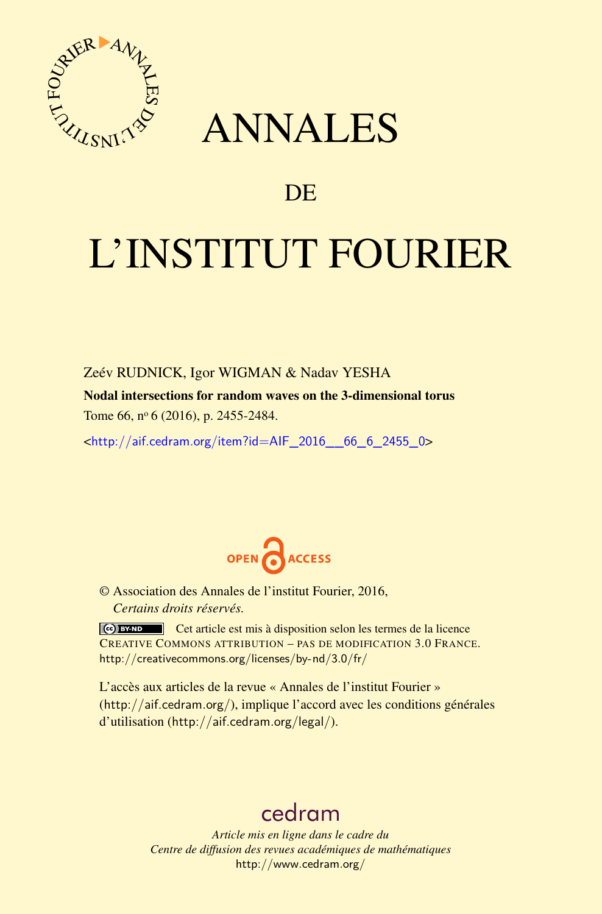# ANNALES

## DE

# L'INSTITUT FOURIER

Zeév RUDNICK, Igor WIGMAN & Nadav YESHA

**Nodal intersections for random waves on the 3-dimensional torus**

Tome 66, nº 6 (2016), p. 2455-2484.

<http://aif.cedram.org/item?id=AIF_2016__66_6_2455_0>

OPEN ACCESS

© Association des Annales de l'institut Fourier, 2016,
*Certains droits réservés.*

Cet article est mis à disposition selon les termes de la licence CREATIVE COMMONS ATTRIBUTION – PAS DE MODIFICATION 3.0 FRANCE.
http://creativecommons.org/licenses/by-nd/3.0/fr/

L'accès aux articles de la revue « Annales de l'institut Fourier » (http://aif.cedram.org/), implique l'accord avec les conditions générales d'utilisation (http://aif.cedram.org/legal/).

cedram

*Article mis en ligne dans le cadre du*
*Centre de diffusion des revues académiques de mathématiques*
http://www.cedram.org/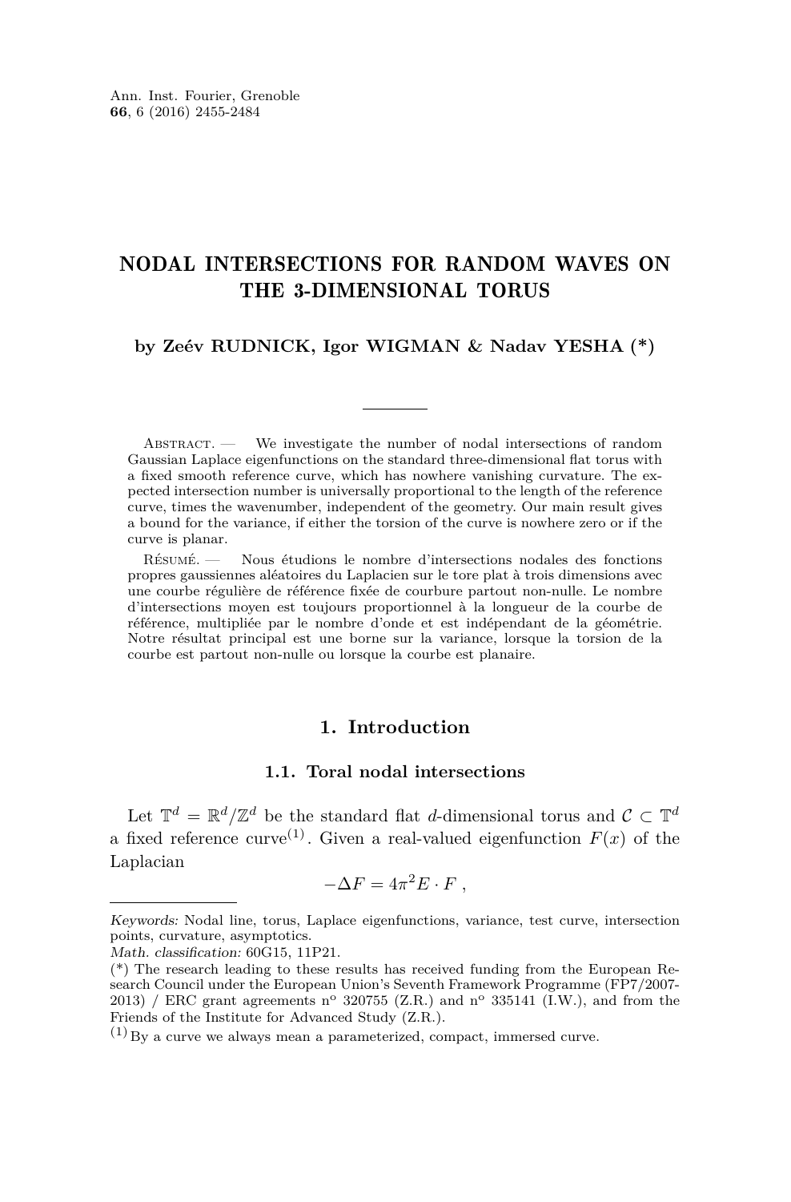# NODAL INTERSECTIONS FOR RANDOM WAVES ON THE 3-DIMENSIONAL TORUS

**by Zeév RUDNICK, Igor WIGMAN & Nadav YESHA (\*)**

Abstract. — We investigate the number of nodal intersections of random Gaussian Laplace eigenfunctions on the standard three-dimensional flat torus with a fixed smooth reference curve, which has nowhere vanishing curvature. The expected intersection number is universally proportional to the length of the reference curve, times the wavenumber, independent of the geometry. Our main result gives a bound for the variance, if either the torsion of the curve is nowhere zero or if the curve is planar.

Résumé. — Nous étudions le nombre d'intersections nodales des fonctions propres gaussiennes aléatoires du Laplacien sur le tore plat à trois dimensions avec une courbe régulière de référence fixée de courbure partout non-nulle. Le nombre d'intersections moyen est toujours proportionnel à la longueur de la courbe de référence, multipliée par le nombre d'onde et est indépendant de la géométrie. Notre résultat principal est une borne sur la variance, lorsque la torsion de la courbe est partout non-nulle ou lorsque la courbe est planaire.

## 1. Introduction

### 1.1. Toral nodal intersections

Let $\mathbb{T}^d = \mathbb{R}^d/\mathbb{Z}^d$ be the standard flat $d$-dimensional torus and $\mathcal{C} \subset \mathbb{T}^d$ a fixed reference curve[(1)]. Given a real-valued eigenfunction $F(x)$ of the Laplacian

$$-\Delta F = 4\pi^2 E \cdot F \ ,$$

---

*Keywords:* Nodal line, torus, Laplace eigenfunctions, variance, test curve, intersection points, curvature, asymptotics.

*Math. classification:* 60G15, 11P21.

(\*) The research leading to these results has received funding from the European Research Council under the European Union's Seventh Framework Programme (FP7/2007-2013) / ERC grant agreements n° 320755 (Z.R.) and n° 335141 (I.W.), and from the Friends of the Institute for Advanced Study (Z.R.).

(1) By a curve we always mean a parameterized, compact, immersed curve.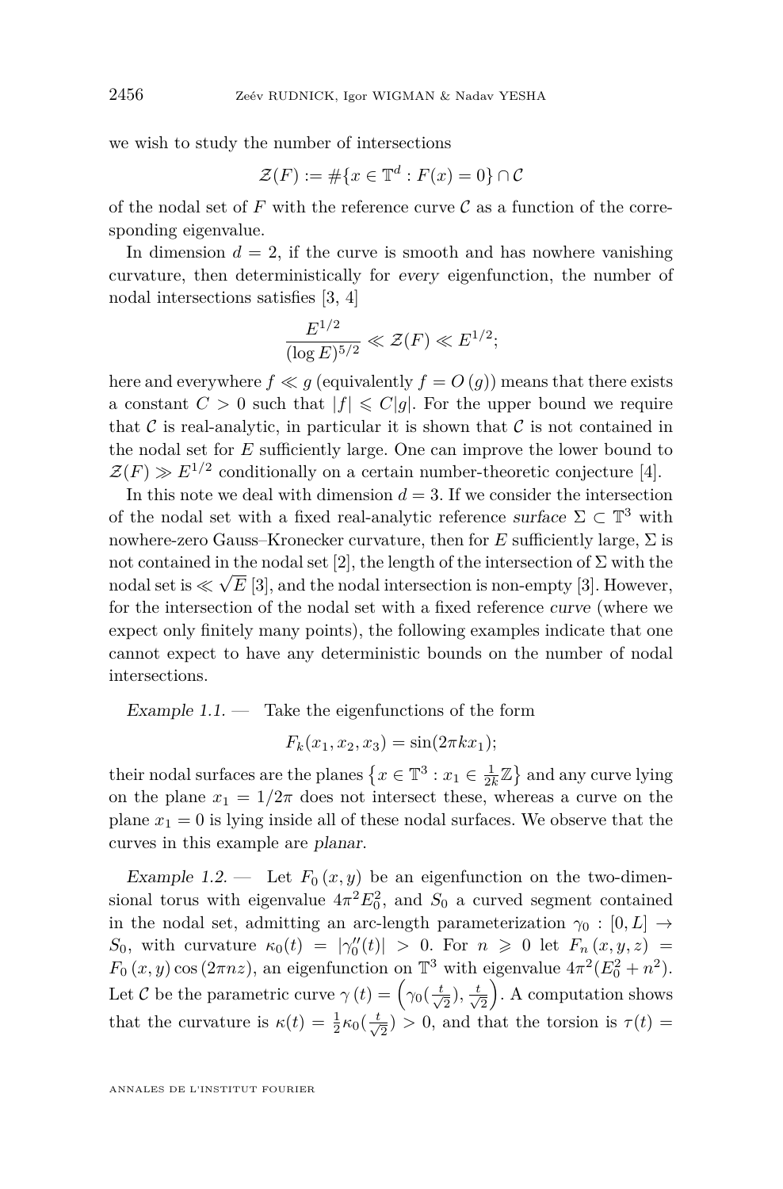we wish to study the number of intersections

$$\mathcal{Z}(F) := \#\{x \in \mathbb{T}^d : F(x) = 0\} \cap \mathcal{C}$$

of the nodal set of $F$ with the reference curve $\mathcal{C}$ as a function of the corresponding eigenvalue.

In dimension $d = 2$, if the curve is smooth and has nowhere vanishing curvature, then deterministically for *every* eigenfunction, the number of nodal intersections satisfies [3, 4]

$$\frac{E^{1/2}}{(\log E)^{5/2}} \ll \mathcal{Z}(F) \ll E^{1/2};$$

here and everywhere $f \ll g$ (equivalently $f = O(g)$) means that there exists a constant $C > 0$ such that $|f| \leqslant C|g|$. For the upper bound we require that $\mathcal{C}$ is real-analytic, in particular it is shown that $\mathcal{C}$ is not contained in the nodal set for $E$ sufficiently large. One can improve the lower bound to $\mathcal{Z}(F) \gg E^{1/2}$ conditionally on a certain number-theoretic conjecture [4].

In this note we deal with dimension $d = 3$. If we consider the intersection of the nodal set with a fixed real-analytic reference *surface* $\Sigma \subset \mathbb{T}^3$ with nowhere-zero Gauss–Kronecker curvature, then for $E$ sufficiently large, $\Sigma$ is not contained in the nodal set [2], the length of the intersection of $\Sigma$ with the nodal set is $\ll \sqrt{E}$ [3], and the nodal intersection is non-empty [3]. However, for the intersection of the nodal set with a fixed reference *curve* (where we expect only finitely many points), the following examples indicate that one cannot expect to have any deterministic bounds on the number of nodal intersections.

*Example 1.1.* — Take the eigenfunctions of the form

$$F_k(x_1, x_2, x_3) = \sin(2\pi k x_1);$$

their nodal surfaces are the planes $\left\{x \in \mathbb{T}^3 : x_1 \in \frac{1}{2k}\mathbb{Z}\right\}$ and any curve lying on the plane $x_1 = 1/2\pi$ does not intersect these, whereas a curve on the plane $x_1 = 0$ is lying inside all of these nodal surfaces. We observe that the curves in this example are *planar*.

*Example 1.2.* — Let $F_0(x, y)$ be an eigenfunction on the two-dimensional torus with eigenvalue $4\pi^2 E_0^2$, and $S_0$ a curved segment contained in the nodal set, admitting an arc-length parameterization $\gamma_0 : [0, L] \to S_0$, with curvature $\kappa_0(t) = |\gamma_0''(t)| > 0$. For $n \geqslant 0$ let $F_n(x, y, z) = F_0(x, y)\cos(2\pi n z)$, an eigenfunction on $\mathbb{T}^3$ with eigenvalue $4\pi^2(E_0^2 + n^2)$. Let $\mathcal{C}$ be the parametric curve $\gamma(t) = \left(\gamma_0(\frac{t}{\sqrt{2}}), \frac{t}{\sqrt{2}}\right)$. A computation shows that the curvature is $\kappa(t) = \frac{1}{2}\kappa_0(\frac{t}{\sqrt{2}}) > 0$, and that the torsion is $\tau(t) =$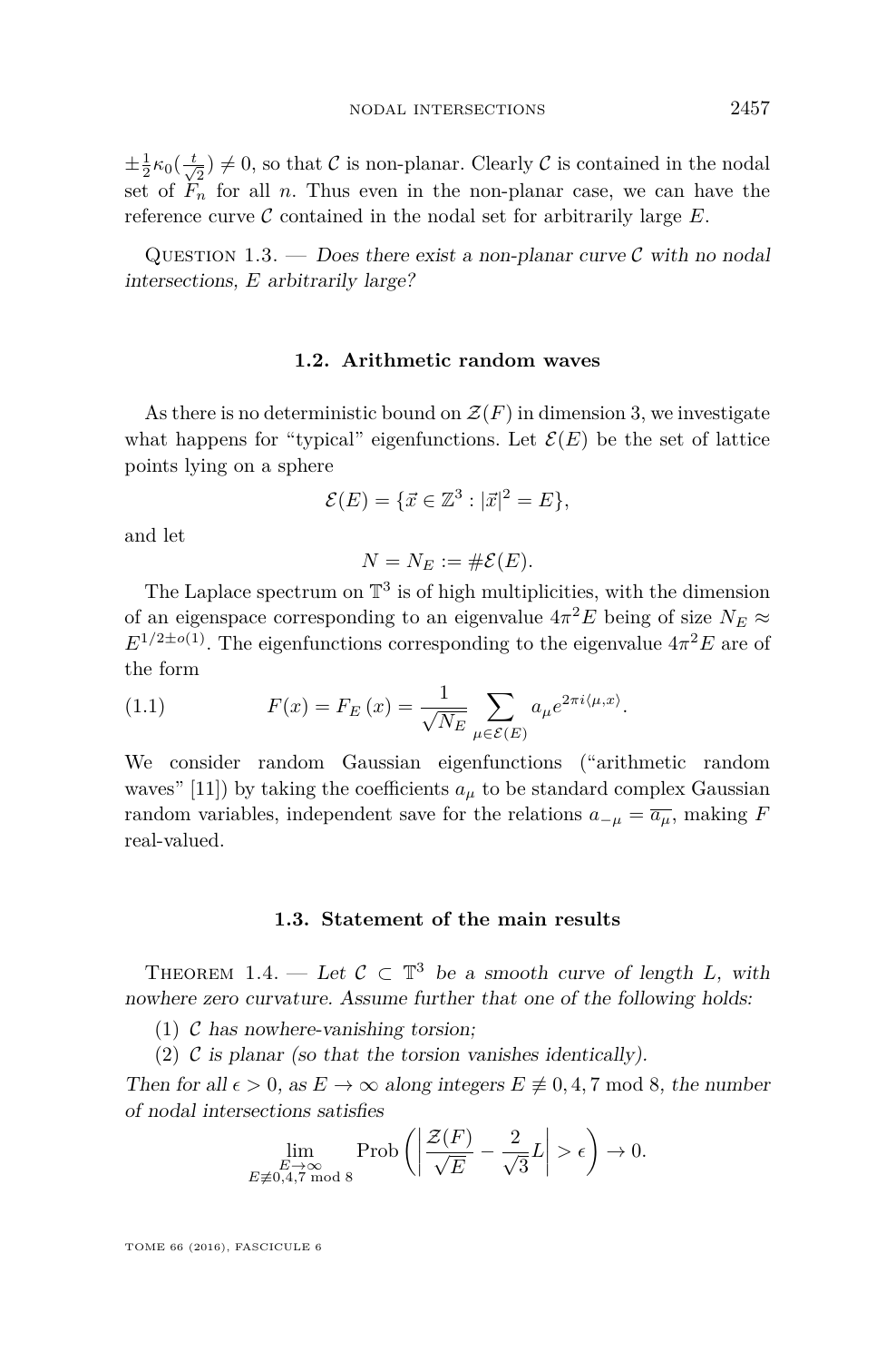$\pm\frac{1}{2}\kappa_0(\frac{t}{\sqrt{2}}) \neq 0$, so that $\mathcal{C}$ is non-planar. Clearly $\mathcal{C}$ is contained in the nodal set of $F_n$ for all $n$. Thus even in the non-planar case, we can have the reference curve $\mathcal{C}$ contained in the nodal set for arbitrarily large $E$.

Question 1.3. — *Does there exist a non-planar curve $\mathcal{C}$ with no nodal intersections, $E$ arbitrarily large?*

### 1.2. Arithmetic random waves

As there is no deterministic bound on $\mathcal{Z}(F)$ in dimension 3, we investigate what happens for "typical" eigenfunctions. Let $\mathcal{E}(E)$ be the set of lattice points lying on a sphere

$$\mathcal{E}(E) = \{\vec{x} \in \mathbb{Z}^3 : |\vec{x}|^2 = E\},$$

and let

$$N = N_E := \#\mathcal{E}(E).$$

The Laplace spectrum on $\mathbb{T}^3$ is of high multiplicities, with the dimension of an eigenspace corresponding to an eigenvalue $4\pi^2 E$ being of size $N_E \approx E^{1/2\pm o(1)}$. The eigenfunctions corresponding to the eigenvalue $4\pi^2 E$ are of the form

$$F(x) = F_E(x) = \frac{1}{\sqrt{N_E}} \sum_{\mu \in \mathcal{E}(E)} a_\mu e^{2\pi i \langle \mu, x\rangle}. \tag{1.1}$$

We consider random Gaussian eigenfunctions ("arithmetic random waves" [11]) by taking the coefficients $a_\mu$ to be standard complex Gaussian random variables, independent save for the relations $a_{-\mu} = \overline{a_\mu}$, making $F$ real-valued.

### 1.3. Statement of the main results

Theorem 1.4. — *Let $\mathcal{C} \subset \mathbb{T}^3$ be a smooth curve of length $L$, with nowhere zero curvature. Assume further that one of the following holds:*

1. *$\mathcal{C}$ has nowhere-vanishing torsion;*
2. *$\mathcal{C}$ is planar (so that the torsion vanishes identically).*

*Then for all $\epsilon > 0$, as $E \to \infty$ along integers $E \not\equiv 0, 4, 7 \bmod 8$, the number of nodal intersections satisfies*

$$\lim_{\substack{E\to\infty \\ E\not\equiv 0,4,7 \bmod 8}} \operatorname{Prob}\left(\left|\frac{\mathcal{Z}(F)}{\sqrt{E}} - \frac{2}{\sqrt{3}}L\right| > \epsilon\right) \to 0.$$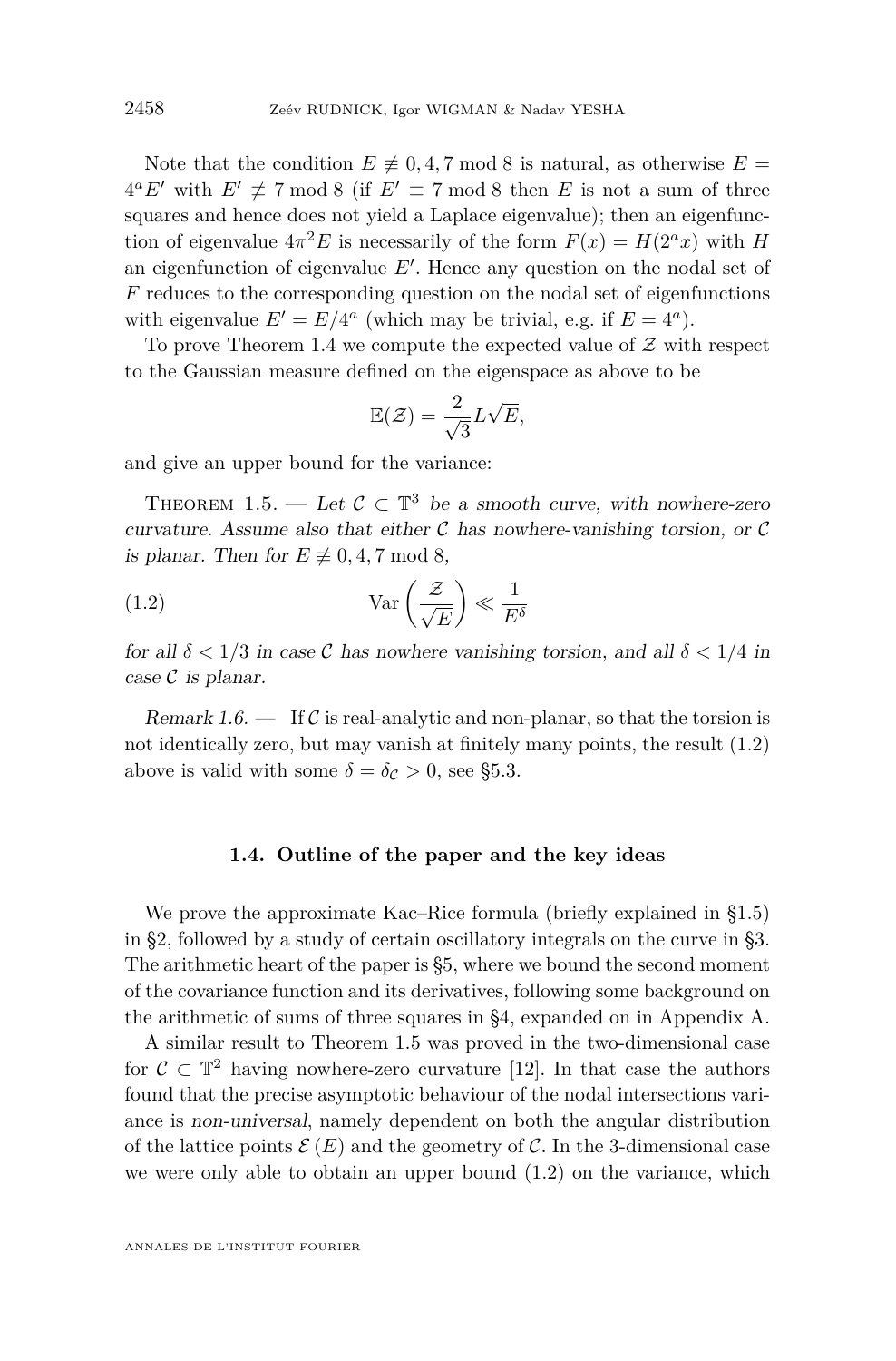Note that the condition $E \not\equiv 0, 4, 7 \bmod 8$ is natural, as otherwise $E = 4^a E'$ with $E' \not\equiv 7 \bmod 8$ (if $E' \equiv 7 \bmod 8$ then $E$ is not a sum of three squares and hence does not yield a Laplace eigenvalue); then an eigenfunction of eigenvalue $4\pi^2 E$ is necessarily of the form $F(x) = H(2^a x)$ with $H$ an eigenfunction of eigenvalue $E'$. Hence any question on the nodal set of $F$ reduces to the corresponding question on the nodal set of eigenfunctions with eigenvalue $E' = E/4^a$ (which may be trivial, e.g. if $E = 4^a$).

To prove Theorem 1.4 we compute the expected value of $\mathcal{Z}$ with respect to the Gaussian measure defined on the eigenspace as above to be

$$\mathbb{E}(\mathcal{Z}) = \frac{2}{\sqrt{3}} L\sqrt{E},$$

and give an upper bound for the variance:

Theorem 1.5. — *Let $\mathcal{C} \subset \mathbb{T}^3$ be a smooth curve, with nowhere-zero curvature. Assume also that either $\mathcal{C}$ has nowhere-vanishing torsion, or $\mathcal{C}$ is planar. Then for $E \not\equiv 0, 4, 7 \bmod 8$,*

$$\operatorname{Var}\left(\frac{\mathcal{Z}}{\sqrt{E}}\right) \ll \frac{1}{E^{\delta}} \tag{1.2}$$

*for all $\delta < 1/3$ in case $\mathcal{C}$ has nowhere vanishing torsion, and all $\delta < 1/4$ in case $\mathcal{C}$ is planar.*

*Remark 1.6.* — If $\mathcal{C}$ is real-analytic and non-planar, so that the torsion is not identically zero, but may vanish at finitely many points, the result (1.2) above is valid with some $\delta = \delta_{\mathcal{C}} > 0$, see §5.3.

### 1.4. Outline of the paper and the key ideas

We prove the approximate Kac–Rice formula (briefly explained in §1.5) in §2, followed by a study of certain oscillatory integrals on the curve in §3. The arithmetic heart of the paper is §5, where we bound the second moment of the covariance function and its derivatives, following some background on the arithmetic of sums of three squares in §4, expanded on in Appendix A.

A similar result to Theorem 1.5 was proved in the two-dimensional case for $\mathcal{C} \subset \mathbb{T}^2$ having nowhere-zero curvature [12]. In that case the authors found that the precise asymptotic behaviour of the nodal intersections variance is *non-universal*, namely dependent on both the angular distribution of the lattice points $\mathcal{E}(E)$ and the geometry of $\mathcal{C}$. In the 3-dimensional case we were only able to obtain an upper bound (1.2) on the variance, which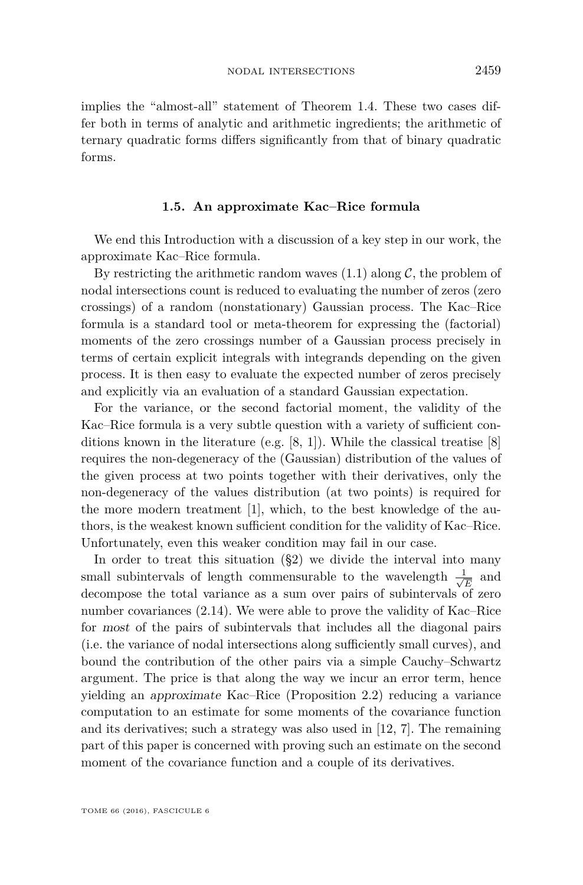implies the "almost-all" statement of Theorem 1.4. These two cases differ both in terms of analytic and arithmetic ingredients; the arithmetic of ternary quadratic forms differs significantly from that of binary quadratic forms.

### 1.5. An approximate Kac–Rice formula

We end this Introduction with a discussion of a key step in our work, the approximate Kac–Rice formula.

By restricting the arithmetic random waves (1.1) along $\mathcal{C}$, the problem of nodal intersections count is reduced to evaluating the number of zeros (zero crossings) of a random (nonstationary) Gaussian process. The Kac–Rice formula is a standard tool or meta-theorem for expressing the (factorial) moments of the zero crossings number of a Gaussian process precisely in terms of certain explicit integrals with integrands depending on the given process. It is then easy to evaluate the expected number of zeros precisely and explicitly via an evaluation of a standard Gaussian expectation.

For the variance, or the second factorial moment, the validity of the Kac–Rice formula is a very subtle question with a variety of sufficient conditions known in the literature (e.g. [8, 1]). While the classical treatise [8] requires the non-degeneracy of the (Gaussian) distribution of the values of the given process at two points together with their derivatives, only the non-degeneracy of the values distribution (at two points) is required for the more modern treatment [1], which, to the best knowledge of the authors, is the weakest known sufficient condition for the validity of Kac–Rice. Unfortunately, even this weaker condition may fail in our case.

In order to treat this situation (§2) we divide the interval into many small subintervals of length commensurable to the wavelength $\frac{1}{\sqrt{E}}$ and decompose the total variance as a sum over pairs of subintervals of zero number covariances (2.14). We were able to prove the validity of Kac–Rice for *most* of the pairs of subintervals that includes all the diagonal pairs (i.e. the variance of nodal intersections along sufficiently small curves), and bound the contribution of the other pairs via a simple Cauchy–Schwartz argument. The price is that along the way we incur an error term, hence yielding an *approximate* Kac–Rice (Proposition 2.2) reducing a variance computation to an estimate for some moments of the covariance function and its derivatives; such a strategy was also used in [12, 7]. The remaining part of this paper is concerned with proving such an estimate on the second moment of the covariance function and a couple of its derivatives.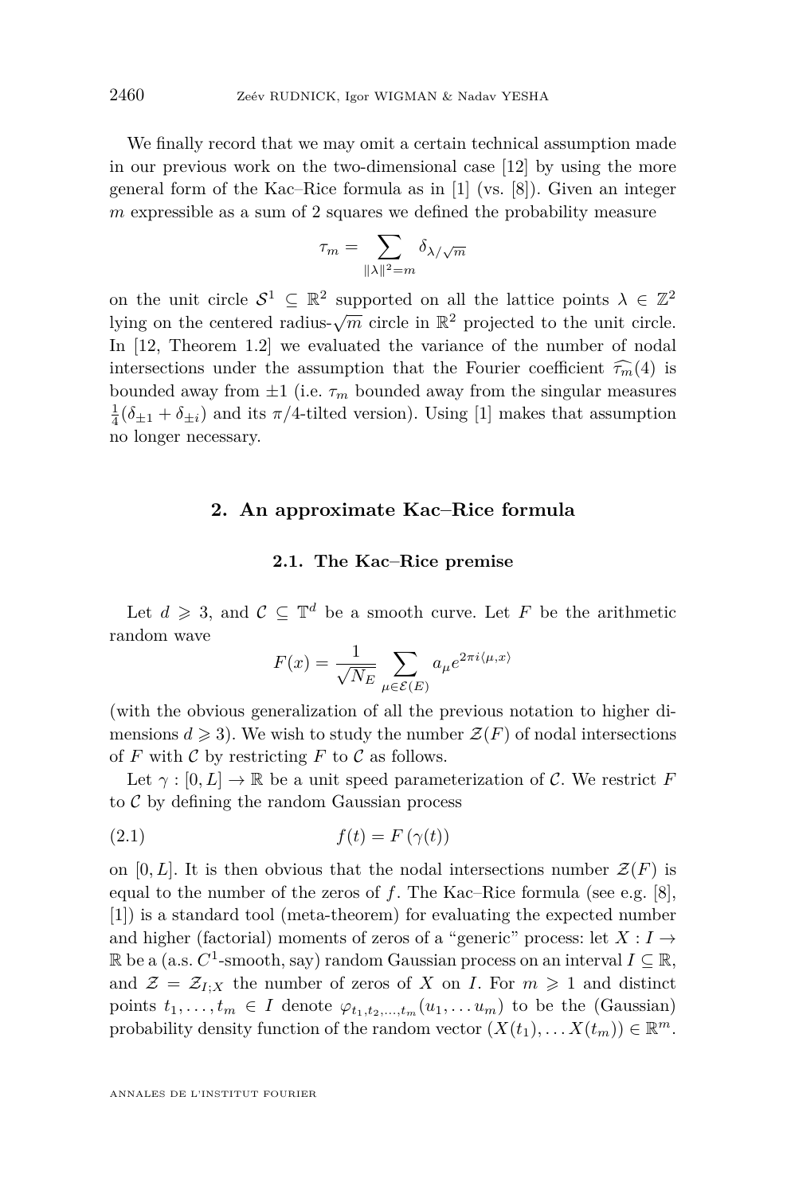We finally record that we may omit a certain technical assumption made in our previous work on the two-dimensional case [12] by using the more general form of the Kac–Rice formula as in [1] (vs. [8]). Given an integer $m$ expressible as a sum of 2 squares we defined the probability measure

$$\tau_m = \sum_{\|\lambda\|^2 = m} \delta_{\lambda/\sqrt{m}}$$

on the unit circle $\mathcal{S}^1 \subseteq \mathbb{R}^2$ supported on all the lattice points $\lambda \in \mathbb{Z}^2$ lying on the centered radius-$\sqrt{m}$ circle in $\mathbb{R}^2$ projected to the unit circle. In [12, Theorem 1.2] we evaluated the variance of the number of nodal intersections under the assumption that the Fourier coefficient $\widehat{\tau_m}(4)$ is bounded away from $\pm 1$ (i.e. $\tau_m$ bounded away from the singular measures $\frac{1}{4}(\delta_{\pm 1} + \delta_{\pm i})$ and its $\pi/4$-tilted version). Using [1] makes that assumption no longer necessary.

## 2. An approximate Kac–Rice formula

### 2.1. The Kac–Rice premise

Let $d \geqslant 3$, and $\mathcal{C} \subseteq \mathbb{T}^d$ be a smooth curve. Let $F$ be the arithmetic random wave

$$F(x) = \frac{1}{\sqrt{N_E}} \sum_{\mu \in \mathcal{E}(E)} a_\mu e^{2\pi i \langle \mu, x \rangle}$$

(with the obvious generalization of all the previous notation to higher dimensions $d \geqslant 3$). We wish to study the number $\mathcal{Z}(F)$ of nodal intersections of $F$ with $\mathcal{C}$ by restricting $F$ to $\mathcal{C}$ as follows.

Let $\gamma : [0, L] \to \mathbb{R}$ be a unit speed parameterization of $\mathcal{C}$. We restrict $F$ to $\mathcal{C}$ by defining the random Gaussian process

$$f(t) = F(\gamma(t)) \tag{2.1}$$

on $[0, L]$. It is then obvious that the nodal intersections number $\mathcal{Z}(F)$ is equal to the number of the zeros of $f$. The Kac–Rice formula (see e.g. [8], [1]) is a standard tool (meta-theorem) for evaluating the expected number and higher (factorial) moments of zeros of a "generic" process: let $X : I \to \mathbb{R}$ be a (a.s. $C^1$-smooth, say) random Gaussian process on an interval $I \subseteq \mathbb{R}$, and $\mathcal{Z} = \mathcal{Z}_{I;X}$ the number of zeros of $X$ on $I$. For $m \geqslant 1$ and distinct points $t_1, \ldots, t_m \in I$ denote $\varphi_{t_1, t_2, \ldots, t_m}(u_1, \ldots u_m)$ to be the (Gaussian) probability density function of the random vector $(X(t_1), \ldots X(t_m)) \in \mathbb{R}^m$.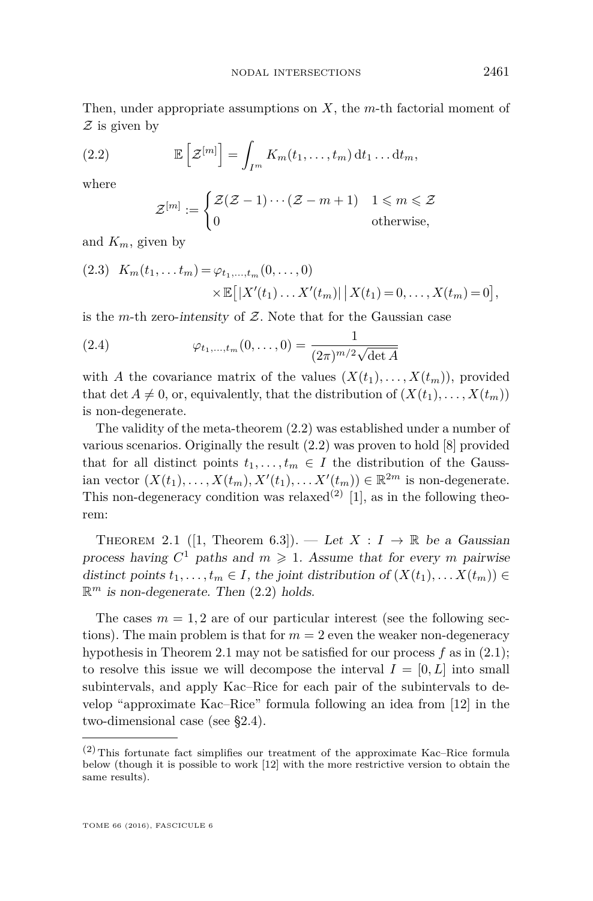Then, under appropriate assumptions on $X$, the $m$-th factorial moment of $\mathcal{Z}$ is given by

$$\mathbb{E}\left[\mathcal{Z}^{[m]}\right] = \int_{I^m} K_m(t_1, \dots, t_m)\,\mathrm{d}t_1 \dots \mathrm{d}t_m, \tag{2.2}$$

where

$$\mathcal{Z}^{[m]} := \begin{cases} \mathcal{Z}(\mathcal{Z}-1)\cdots(\mathcal{Z}-m+1) & 1 \leqslant m \leqslant \mathcal{Z} \\ 0 & \text{otherwise,} \end{cases}$$

and $K_m$, given by

$$K_m(t_1, \dots t_m) = \varphi_{t_1,\dots,t_m}(0,\dots,0) \times \mathbb{E}\big[|X'(t_1)\dots X'(t_m)|\,\big|\,X(t_1)=0,\dots,X(t_m)=0\big], \tag{2.3}$$

is the $m$-th zero-*intensity* of $\mathcal{Z}$. Note that for the Gaussian case

$$\varphi_{t_1,\dots,t_m}(0,\dots,0) = \frac{1}{(2\pi)^{m/2}\sqrt{\det A}} \tag{2.4}$$

with $A$ the covariance matrix of the values $(X(t_1),\dots,X(t_m))$, provided that $\det A \neq 0$, or, equivalently, that the distribution of $(X(t_1),\dots,X(t_m))$ is non-degenerate.

The validity of the meta-theorem (2.2) was established under a number of various scenarios. Originally the result (2.2) was proven to hold [8] provided that for all distinct points $t_1,\dots,t_m \in I$ the distribution of the Gaussian vector $(X(t_1),\dots,X(t_m),X'(t_1),\dots X'(t_m)) \in \mathbb{R}^{2m}$ is non-degenerate. This non-degeneracy condition was relaxed[2] [1], as in the following theorem:

Theorem 2.1 ([1, Theorem 6.3]). — *Let $X : I \to \mathbb{R}$ be a Gaussian process having $C^1$ paths and $m \geqslant 1$. Assume that for every $m$ pairwise distinct points $t_1,\dots,t_m \in I$, the joint distribution of $(X(t_1),\dots X(t_m)) \in \mathbb{R}^m$ is non-degenerate. Then* (2.2) *holds.*

The cases $m = 1, 2$ are of our particular interest (see the following sections). The main problem is that for $m = 2$ even the weaker non-degeneracy hypothesis in Theorem 2.1 may not be satisfied for our process $f$ as in (2.1); to resolve this issue we will decompose the interval $I = [0, L]$ into small subintervals, and apply Kac–Rice for each pair of the subintervals to develop "approximate Kac–Rice" formula following an idea from [12] in the two-dimensional case (see §2.4).

[2] This fortunate fact simplifies our treatment of the approximate Kac–Rice formula below (though it is possible to work [12] with the more restrictive version to obtain the same results).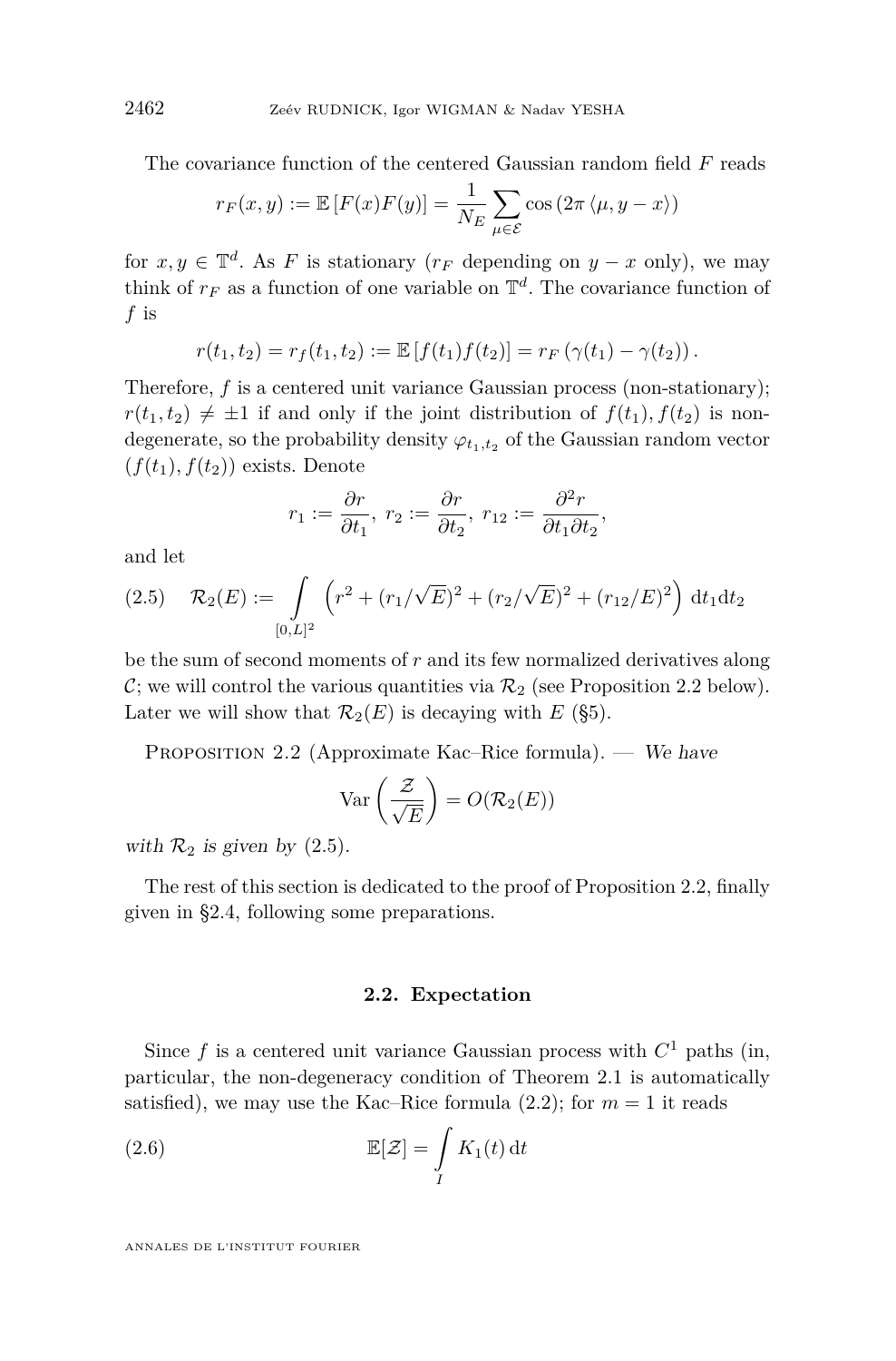The covariance function of the centered Gaussian random field $F$ reads

$$r_F(x,y) := \mathbb{E}\left[F(x)F(y)\right] = \frac{1}{N_E}\sum_{\mu\in\mathcal{E}} \cos\left(2\pi\left\langle \mu, y-x\right\rangle\right)$$

for $x, y \in \mathbb{T}^d$. As $F$ is stationary ($r_F$ depending on $y-x$ only), we may think of $r_F$ as a function of one variable on $\mathbb{T}^d$. The covariance function of $f$ is

$$r(t_1,t_2) = r_f(t_1,t_2) := \mathbb{E}\left[f(t_1)f(t_2)\right] = r_F\left(\gamma(t_1)-\gamma(t_2)\right).$$

Therefore, $f$ is a centered unit variance Gaussian process (non-stationary); $r(t_1,t_2) \neq \pm 1$ if and only if the joint distribution of $f(t_1), f(t_2)$ is non-degenerate, so the probability density $\varphi_{t_1,t_2}$ of the Gaussian random vector $(f(t_1), f(t_2))$ exists. Denote

$$r_1 := \frac{\partial r}{\partial t_1},\ r_2 := \frac{\partial r}{\partial t_2},\ r_{12} := \frac{\partial^2 r}{\partial t_1 \partial t_2},$$

and let

$$\mathcal{R}_2(E) := \int\limits_{[0,L]^2} \left(r^2 + (r_1/\sqrt{E})^2 + (r_2/\sqrt{E})^2 + (r_{12}/E)^2\right) \mathrm{d}t_1\mathrm{d}t_2 \tag{2.5}$$

be the sum of second moments of $r$ and its few normalized derivatives along $\mathcal{C}$; we will control the various quantities via $\mathcal{R}_2$ (see Proposition 2.2 below). Later we will show that $\mathcal{R}_2(E)$ is decaying with $E$ (§5).

Proposition 2.2 (Approximate Kac–Rice formula). — *We have*

$$\operatorname{Var}\left(\frac{\mathcal{Z}}{\sqrt{E}}\right) = O(\mathcal{R}_2(E))$$

*with $\mathcal{R}_2$ is given by* (2.5).

The rest of this section is dedicated to the proof of Proposition 2.2, finally given in §2.4, following some preparations.

### 2.2. Expectation

Since $f$ is a centered unit variance Gaussian process with $C^1$ paths (in, particular, the non-degeneracy condition of Theorem 2.1 is automatically satisfied), we may use the Kac–Rice formula (2.2); for $m=1$ it reads

$$\mathbb{E}[\mathcal{Z}] = \int\limits_I K_1(t)\,\mathrm{d}t \tag{2.6}$$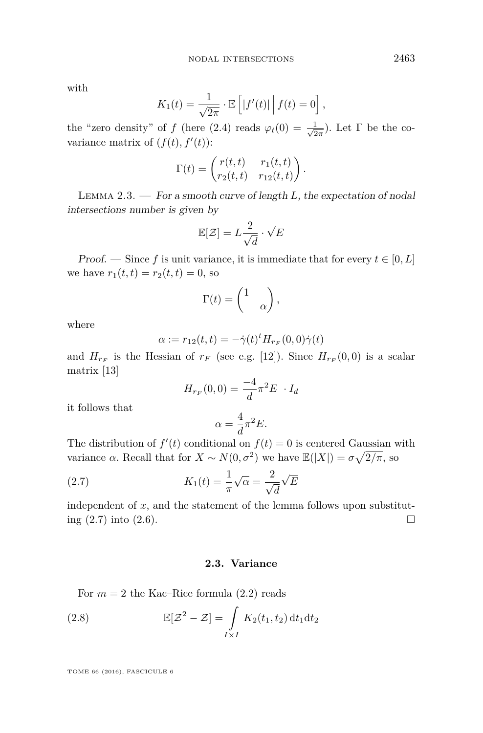with

$$K_1(t) = \frac{1}{\sqrt{2\pi}} \cdot \mathbb{E}\left[ |f'(t)| \,\Big|\, f(t) = 0 \right],$$

the "zero density" of $f$ (here (2.4) reads $\varphi_t(0) = \frac{1}{\sqrt{2\pi}}$). Let $\Gamma$ be the covariance matrix of $(f(t), f'(t))$:

$$\Gamma(t) = \begin{pmatrix} r(t,t) & r_1(t,t) \\ r_2(t,t) & r_{12}(t,t) \end{pmatrix}.$$

Lemma 2.3. — *For a smooth curve of length $L$, the expectation of nodal intersections number is given by*

$$\mathbb{E}[\mathcal{Z}] = L \frac{2}{\sqrt{d}} \cdot \sqrt{E}$$

*Proof.* — Since $f$ is unit variance, it is immediate that for every $t \in [0, L]$ we have $r_1(t,t) = r_2(t,t) = 0$, so

$$\Gamma(t) = \begin{pmatrix} 1 & \\ & \alpha \end{pmatrix},$$

where

$$\alpha := r_{12}(t,t) = -\dot{\gamma}(t)^t H_{r_F}(0,0) \dot{\gamma}(t)$$

and $H_{r_F}$ is the Hessian of $r_F$ (see e.g. [12]). Since $H_{r_F}(0,0)$ is a scalar matrix [13]

$$H_{r_F}(0,0) = \frac{-4}{d} \pi^2 E \ \cdot I_d$$

it follows that

$$\alpha = \frac{4}{d} \pi^2 E.$$

The distribution of $f'(t)$ conditional on $f(t) = 0$ is centered Gaussian with variance $\alpha$. Recall that for $X \sim N(0, \sigma^2)$ we have $\mathbb{E}(|X|) = \sigma \sqrt{2/\pi}$, so

$$K_1(t) = \frac{1}{\pi} \sqrt{\alpha} = \frac{2}{\sqrt{d}} \sqrt{E} \tag{2.7}$$

independent of $x$, and the statement of the lemma follows upon substituting (2.7) into (2.6). □

### 2.3. Variance

For $m = 2$ the Kac–Rice formula (2.2) reads

$$\mathbb{E}[\mathcal{Z}^2 - \mathcal{Z}] = \int\limits_{I \times I} K_2(t_1, t_2) \, \mathrm{d}t_1 \mathrm{d}t_2 \tag{2.8}$$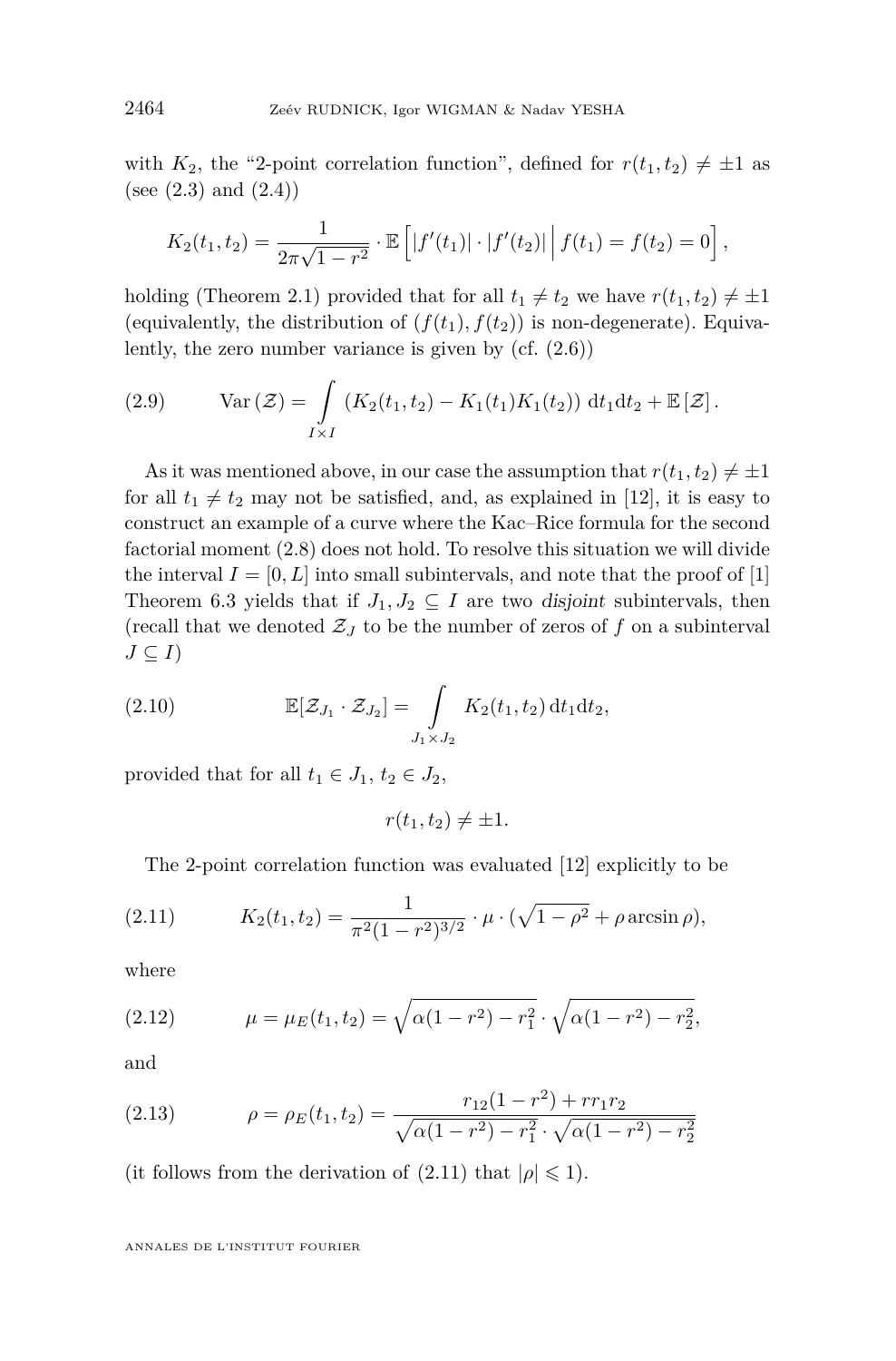with $K_2$, the "2-point correlation function", defined for $r(t_1, t_2) \neq \pm 1$ as (see (2.3) and (2.4))

$$K_2(t_1, t_2) = \frac{1}{2\pi\sqrt{1-r^2}} \cdot \mathbb{E}\left[ |f'(t_1)| \cdot |f'(t_2)| \,\Big|\, f(t_1) = f(t_2) = 0 \right],$$

holding (Theorem 2.1) provided that for all $t_1 \neq t_2$ we have $r(t_1, t_2) \neq \pm 1$ (equivalently, the distribution of $(f(t_1), f(t_2))$ is non-degenerate). Equivalently, the zero number variance is given by (cf. (2.6))

$$\operatorname{Var}(\mathcal{Z}) = \int\limits_{I \times I} \left( K_2(t_1, t_2) - K_1(t_1) K_1(t_2) \right) \mathrm{d}t_1 \mathrm{d}t_2 + \mathbb{E}[\mathcal{Z}]. \tag{2.9}$$

As it was mentioned above, in our case the assumption that $r(t_1, t_2) \neq \pm 1$ for all $t_1 \neq t_2$ may not be satisfied, and, as explained in [12], it is easy to construct an example of a curve where the Kac–Rice formula for the second factorial moment (2.8) does not hold. To resolve this situation we will divide the interval $I = [0, L]$ into small subintervals, and note that the proof of [1] Theorem 6.3 yields that if $J_1, J_2 \subseteq I$ are two *disjoint* subintervals, then (recall that we denoted $\mathcal{Z}_J$ to be the number of zeros of $f$ on a subinterval $J \subseteq I$)

$$\mathbb{E}[\mathcal{Z}_{J_1} \cdot \mathcal{Z}_{J_2}] = \int\limits_{J_1 \times J_2} K_2(t_1, t_2) \, \mathrm{d}t_1 \mathrm{d}t_2, \tag{2.10}$$

provided that for all $t_1 \in J_1$, $t_2 \in J_2$,

$$r(t_1, t_2) \neq \pm 1.$$

The 2-point correlation function was evaluated [12] explicitly to be

$$K_2(t_1, t_2) = \frac{1}{\pi^2 (1-r^2)^{3/2}} \cdot \mu \cdot (\sqrt{1-\rho^2} + \rho \arcsin \rho), \tag{2.11}$$

where

$$\mu = \mu_E(t_1, t_2) = \sqrt{\alpha(1-r^2) - r_1^2} \cdot \sqrt{\alpha(1-r^2) - r_2^2}, \tag{2.12}$$

and

$$\rho = \rho_E(t_1, t_2) = \frac{r_{12}(1-r^2) + r r_1 r_2}{\sqrt{\alpha(1-r^2) - r_1^2} \cdot \sqrt{\alpha(1-r^2) - r_2^2}} \tag{2.13}$$

(it follows from the derivation of (2.11) that $|\rho| \leqslant 1$).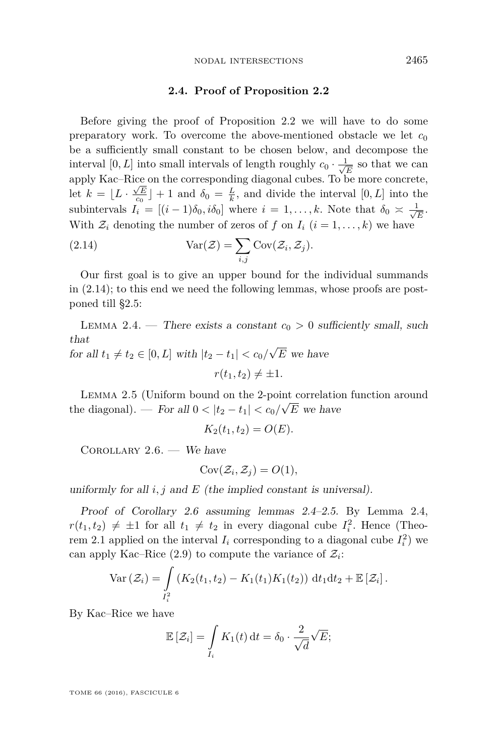### 2.4. Proof of Proposition 2.2

Before giving the proof of Proposition 2.2 we will have to do some preparatory work. To overcome the above-mentioned obstacle we let $c_0$ be a sufficiently small constant to be chosen below, and decompose the interval $[0, L]$ into small intervals of length roughly $c_0 \cdot \frac{1}{\sqrt{E}}$ so that we can apply Kac–Rice on the corresponding diagonal cubes. To be more concrete, let $k = \lfloor L \cdot \frac{\sqrt{E}}{c_0} \rfloor + 1$ and $\delta_0 = \frac{L}{k}$, and divide the interval $[0, L]$ into the subintervals $I_i = [(i-1)\delta_0, i\delta_0]$ where $i = 1, \dots, k$. Note that $\delta_0 \asymp \frac{1}{\sqrt{E}}$. With $\mathcal{Z}_i$ denoting the number of zeros of $f$ on $I_i$ ($i = 1, \dots, k$) we have

$$\mathrm{Var}(\mathcal{Z}) = \sum_{i,j} \mathrm{Cov}(\mathcal{Z}_i, \mathcal{Z}_j). \tag{2.14}$$

Our first goal is to give an upper bound for the individual summands in (2.14); to this end we need the following lemmas, whose proofs are postponed till §2.5:

Lemma 2.4. — *There exists a constant $c_0 > 0$ sufficiently small, such that for all $t_1 \neq t_2 \in [0, L]$ with $|t_2 - t_1| < c_0/\sqrt{E}$ we have*

$$r(t_1, t_2) \neq \pm 1.$$

Lemma 2.5 (Uniform bound on the 2-point correlation function around the diagonal). — *For all $0 < |t_2 - t_1| < c_0/\sqrt{E}$ we have*

$$K_2(t_1, t_2) = O(E).$$

Corollary 2.6. — *We have*

$$\mathrm{Cov}(\mathcal{Z}_i, \mathcal{Z}_j) = O(1),$$

*uniformly for all $i, j$ and $E$ (the implied constant is universal).*

*Proof of Corollary 2.6 assuming lemmas 2.4–2.5.* By Lemma 2.4, $r(t_1, t_2) \neq \pm 1$ for all $t_1 \neq t_2$ in every diagonal cube $I_i^2$. Hence (Theorem 2.1 applied on the interval $I_i$ corresponding to a diagonal cube $I_i^2$) we can apply Kac–Rice (2.9) to compute the variance of $\mathcal{Z}_i$:

$$\mathrm{Var}(\mathcal{Z}_i) = \int_{I_i^2} \left( K_2(t_1, t_2) - K_1(t_1) K_1(t_2) \right) \mathrm{d}t_1 \mathrm{d}t_2 + \mathbb{E}[\mathcal{Z}_i].$$

By Kac–Rice we have

$$\mathbb{E}[\mathcal{Z}_i] = \int_{I_i} K_1(t) \, \mathrm{d}t = \delta_0 \cdot \frac{2}{\sqrt{d}} \sqrt{E};$$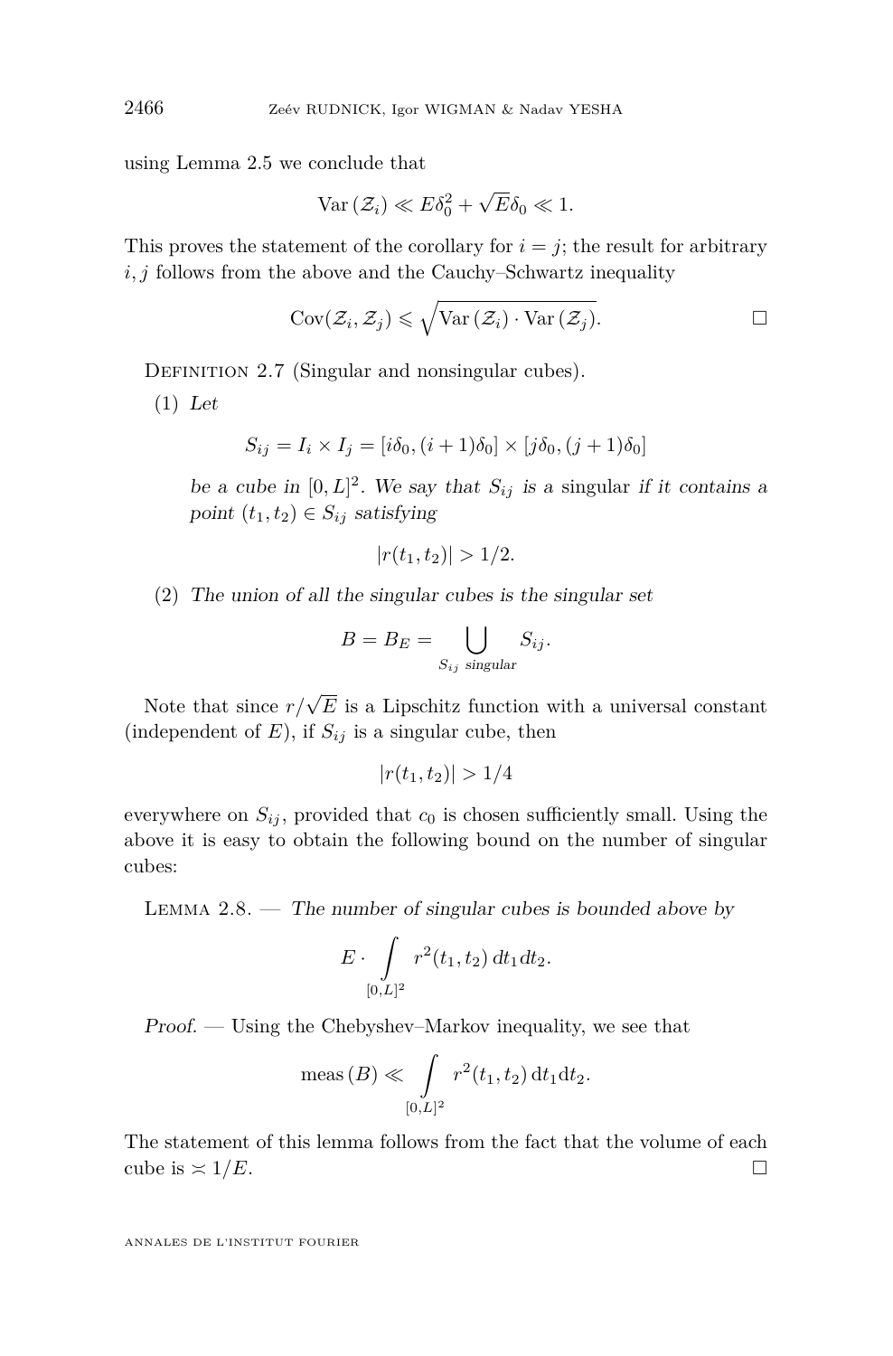using Lemma 2.5 we conclude that

$$\mathrm{Var}\,(\mathcal{Z}_i) \ll E\delta_0^2 + \sqrt{E}\delta_0 \ll 1.$$

This proves the statement of the corollary for $i = j$; the result for arbitrary $i, j$ follows from the above and the Cauchy–Schwartz inequality

$$\mathrm{Cov}(\mathcal{Z}_i, \mathcal{Z}_j) \leqslant \sqrt{\mathrm{Var}\,(\mathcal{Z}_i) \cdot \mathrm{Var}\,(\mathcal{Z}_j)}. \qquad \square$$

Definition 2.7 (Singular and nonsingular cubes).

(1) *Let*

$$S_{ij} = I_i \times I_j = [i\delta_0, (i+1)\delta_0] \times [j\delta_0, (j+1)\delta_0]$$

*be a cube in* $[0, L]^2$*. We say that* $S_{ij}$ *is a* singular *if it contains a point* $(t_1, t_2) \in S_{ij}$ *satisfying*

$$|r(t_1, t_2)| > 1/2.$$

(2) *The union of all the singular cubes is the singular set*

$$B = B_E = \bigcup_{S_{ij} \text{ singular}} S_{ij}.$$

Note that since $r/\sqrt{E}$ is a Lipschitz function with a universal constant (independent of $E$), if $S_{ij}$ is a singular cube, then

$$|r(t_1, t_2)| > 1/4$$

everywhere on $S_{ij}$, provided that $c_0$ is chosen sufficiently small. Using the above it is easy to obtain the following bound on the number of singular cubes:

Lemma 2.8. — *The number of singular cubes is bounded above by*

$$E \cdot \int\limits_{[0,L]^2} r^2(t_1, t_2)\, dt_1 dt_2.$$

*Proof.* — Using the Chebyshev–Markov inequality, we see that

$$\mathrm{meas}\,(B) \ll \int\limits_{[0,L]^2} r^2(t_1, t_2)\, \mathrm{d}t_1 \mathrm{d}t_2.$$

The statement of this lemma follows from the fact that the volume of each cube is $\asymp 1/E$. $\square$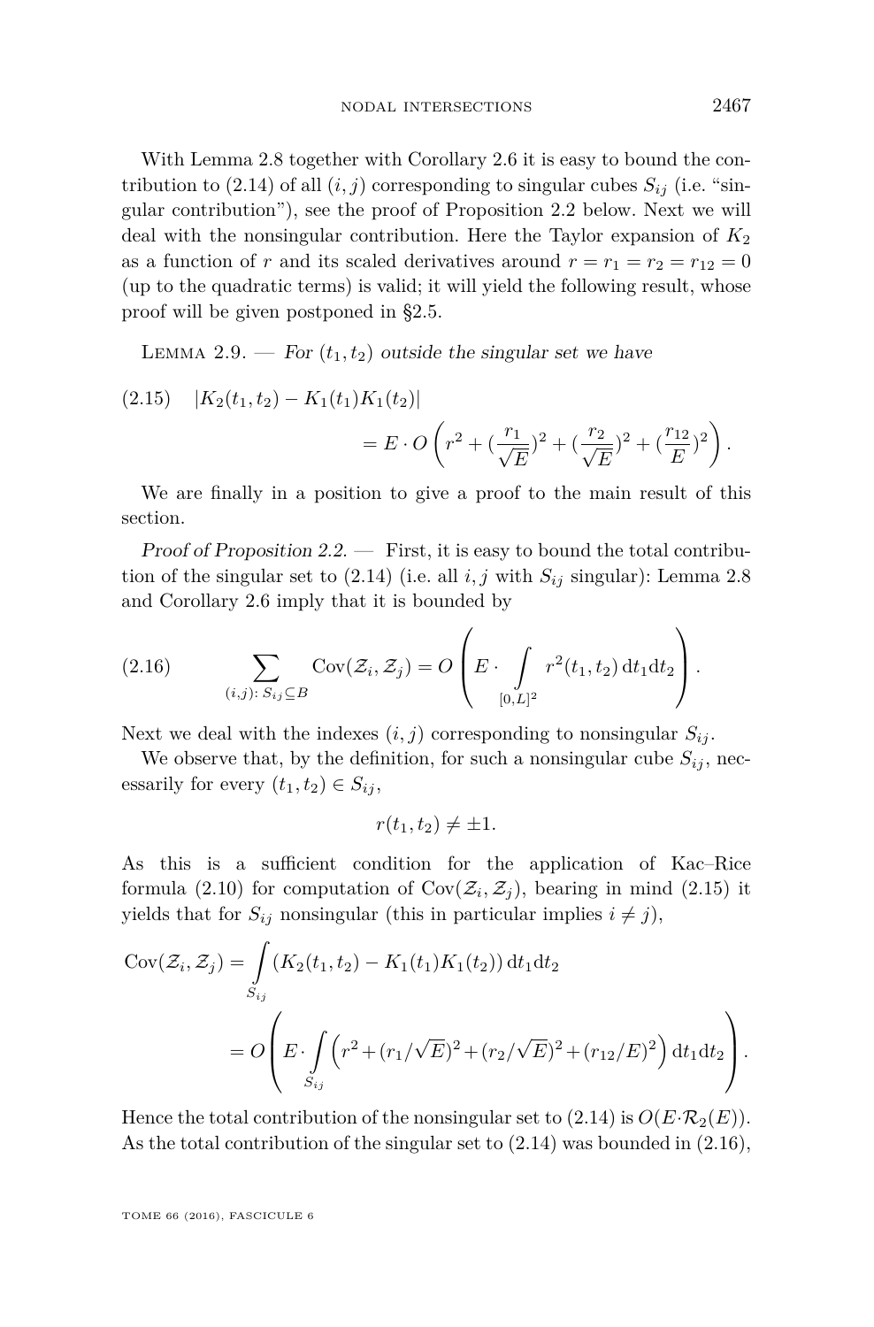With Lemma 2.8 together with Corollary 2.6 it is easy to bound the contribution to (2.14) of all $(i,j)$ corresponding to singular cubes $S_{ij}$ (i.e. "singular contribution"), see the proof of Proposition 2.2 below. Next we will deal with the nonsingular contribution. Here the Taylor expansion of $K_2$ as a function of $r$ and its scaled derivatives around $r = r_1 = r_2 = r_{12} = 0$ (up to the quadratic terms) is valid; it will yield the following result, whose proof will be given postponed in §2.5.

Lemma 2.9. — *For $(t_1, t_2)$ outside the singular set we have*

$$|K_2(t_1,t_2) - K_1(t_1)K_1(t_2)| = E \cdot O\left( r^2 + (\frac{r_1}{\sqrt{E}})^2 + (\frac{r_2}{\sqrt{E}})^2 + (\frac{r_{12}}{E})^2 \right). \tag{2.15}$$

We are finally in a position to give a proof to the main result of this section.

*Proof of Proposition 2.2.* — First, it is easy to bound the total contribution of the singular set to (2.14) (i.e. all $i,j$ with $S_{ij}$ singular): Lemma 2.8 and Corollary 2.6 imply that it is bounded by

$$\sum_{(i,j)\colon S_{ij} \subseteq B} \operatorname{Cov}(\mathcal{Z}_i, \mathcal{Z}_j) = O\left( E \cdot \int\limits_{[0,L]^2} r^2(t_1,t_2)\, \mathrm{d}t_1 \mathrm{d}t_2 \right). \tag{2.16}$$

Next we deal with the indexes $(i,j)$ corresponding to nonsingular $S_{ij}$.

We observe that, by the definition, for such a nonsingular cube $S_{ij}$, necessarily for every $(t_1,t_2) \in S_{ij}$,

$$r(t_1,t_2) \neq \pm 1.$$

As this is a sufficient condition for the application of Kac–Rice formula (2.10) for computation of $\operatorname{Cov}(\mathcal{Z}_i, \mathcal{Z}_j)$, bearing in mind (2.15) it yields that for $S_{ij}$ nonsingular (this in particular implies $i \neq j$),

$$\begin{aligned}
\operatorname{Cov}(\mathcal{Z}_i, \mathcal{Z}_j) &= \int\limits_{S_{ij}} (K_2(t_1,t_2) - K_1(t_1)K_1(t_2))\, \mathrm{d}t_1 \mathrm{d}t_2 \\
&= O\left( E \cdot \int\limits_{S_{ij}} \left( r^2 + (r_1/\sqrt{E})^2 + (r_2/\sqrt{E})^2 + (r_{12}/E)^2 \right) \mathrm{d}t_1 \mathrm{d}t_2 \right).
\end{aligned}$$

Hence the total contribution of the nonsingular set to (2.14) is $O(E \cdot \mathcal{R}_2(E))$. As the total contribution of the singular set to (2.14) was bounded in (2.16),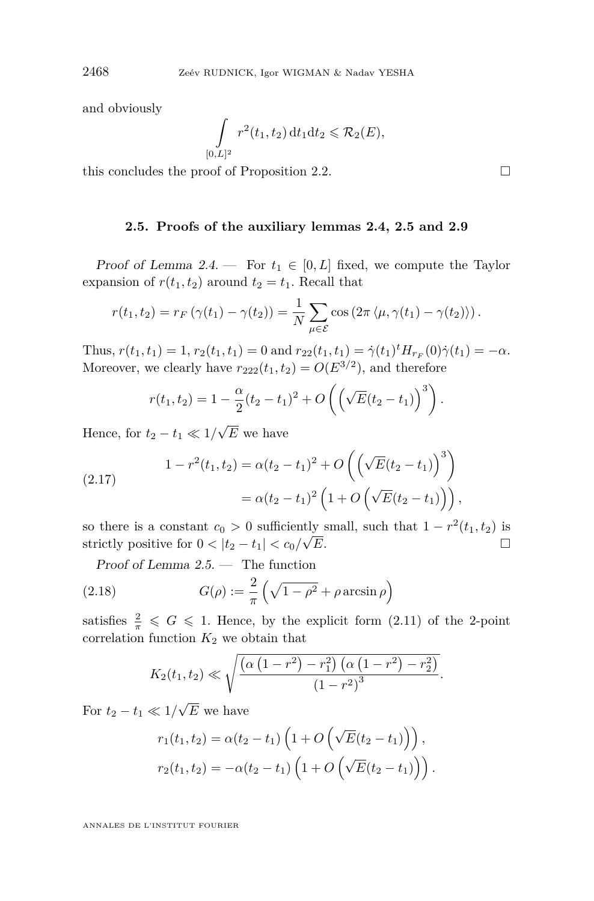and obviously

$$\int\limits_{[0,L]^2} r^2(t_1,t_2)\,\mathrm{d}t_1\mathrm{d}t_2 \leqslant \mathcal{R}_2(E),$$

this concludes the proof of Proposition 2.2. □

### 2.5. Proofs of the auxiliary lemmas 2.4, 2.5 and 2.9

*Proof of Lemma 2.4.* — For $t_1 \in [0,L]$ fixed, we compute the Taylor expansion of $r(t_1,t_2)$ around $t_2 = t_1$. Recall that

$$r(t_1,t_2) = r_F\left(\gamma(t_1) - \gamma(t_2)\right) = \frac{1}{N}\sum_{\mu\in\mathcal{E}} \cos\left(2\pi\left\langle \mu, \gamma(t_1)-\gamma(t_2)\right\rangle\right).$$

Thus, $r(t_1,t_1) = 1$, $r_2(t_1,t_1) = 0$ and $r_{22}(t_1,t_1) = \dot{\gamma}(t_1)^t H_{r_F}(0)\dot{\gamma}(t_1) = -\alpha$. Moreover, we clearly have $r_{222}(t_1,t_2) = O(E^{3/2})$, and therefore

$$r(t_1,t_2) = 1 - \frac{\alpha}{2}(t_2-t_1)^2 + O\left(\left(\sqrt{E}(t_2-t_1)\right)^3\right).$$

Hence, for $t_2 - t_1 \ll 1/\sqrt{E}$ we have

$$\begin{aligned} 1 - r^2(t_1,t_2) &= \alpha(t_2-t_1)^2 + O\left(\left(\sqrt{E}(t_2-t_1)\right)^3\right) \\ &= \alpha(t_2-t_1)^2\left(1 + O\left(\sqrt{E}(t_2-t_1)\right)\right), \end{aligned} \tag{2.17}$$

so there is a constant $c_0 > 0$ sufficiently small, such that $1 - r^2(t_1,t_2)$ is strictly positive for $0 < |t_2 - t_1| < c_0/\sqrt{E}$. □

*Proof of Lemma 2.5.* — The function

$$G(\rho) := \frac{2}{\pi}\left(\sqrt{1-\rho^2} + \rho\arcsin\rho\right) \tag{2.18}$$

satisfies $\frac{2}{\pi} \leqslant G \leqslant 1$. Hence, by the explicit form (2.11) of the 2-point correlation function $K_2$ we obtain that

$$K_2(t_1,t_2) \ll \sqrt{\frac{\left(\alpha\left(1-r^2\right) - r_1^2\right)\left(\alpha\left(1-r^2\right) - r_2^2\right)}{\left(1-r^2\right)^3}}.$$

For $t_2 - t_1 \ll 1/\sqrt{E}$ we have

$$\begin{aligned} r_1(t_1,t_2) &= \alpha(t_2-t_1)\left(1 + O\left(\sqrt{E}(t_2-t_1)\right)\right), \\ r_2(t_1,t_2) &= -\alpha(t_2-t_1)\left(1 + O\left(\sqrt{E}(t_2-t_1)\right)\right). \end{aligned}$$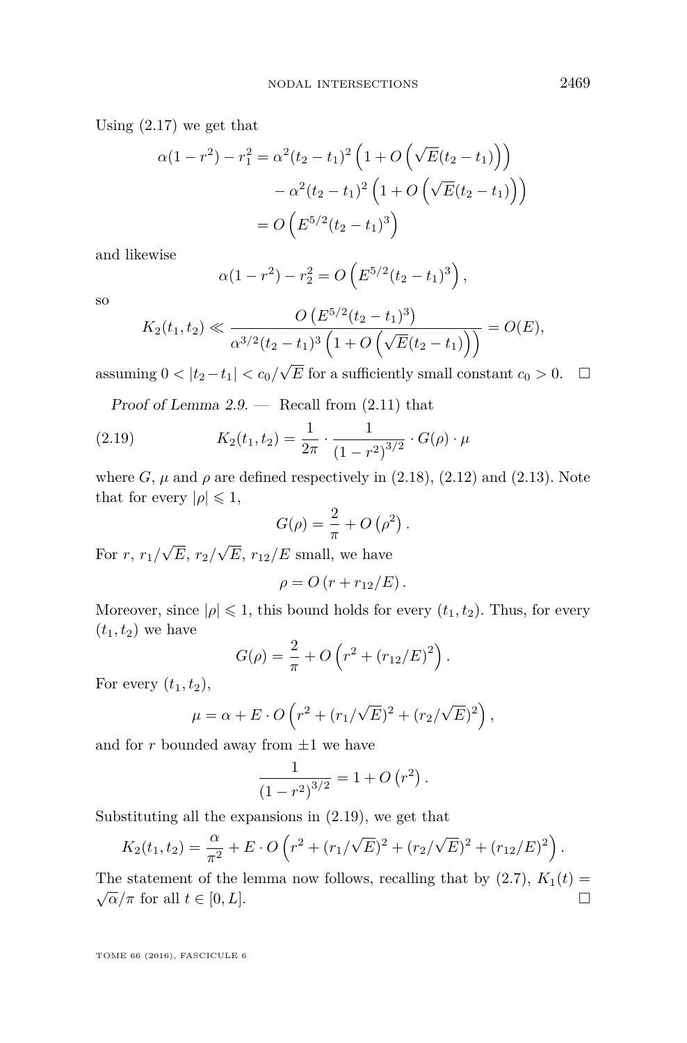Using (2.17) we get that

$$\begin{aligned}
\alpha(1-r^2) - r_1^2 &= \alpha^2(t_2-t_1)^2\left(1+O\left(\sqrt{E}(t_2-t_1)\right)\right) \\
&\quad - \alpha^2(t_2-t_1)^2\left(1+O\left(\sqrt{E}(t_2-t_1)\right)\right) \\
&= O\left(E^{5/2}(t_2-t_1)^3\right)
\end{aligned}$$

and likewise

$$\alpha(1-r^2) - r_2^2 = O\left(E^{5/2}(t_2-t_1)^3\right),$$

so

$$K_2(t_1,t_2) \ll \frac{O\left(E^{5/2}(t_2-t_1)^3\right)}{\alpha^{3/2}(t_2-t_1)^3\left(1+O\left(\sqrt{E}(t_2-t_1)\right)\right)} = O(E),$$

assuming $0 < |t_2 - t_1| < c_0/\sqrt{E}$ for a sufficiently small constant $c_0 > 0$. $\square$

*Proof of Lemma 2.9.* — Recall from (2.11) that

$$K_2(t_1,t_2) = \frac{1}{2\pi} \cdot \frac{1}{\left(1-r^2\right)^{3/2}} \cdot G(\rho) \cdot \mu \tag{2.19}$$

where $G$, $\mu$ and $\rho$ are defined respectively in (2.18), (2.12) and (2.13). Note that for every $|\rho| \leqslant 1$,

$$G(\rho) = \frac{2}{\pi} + O\left(\rho^2\right).$$

For $r$, $r_1/\sqrt{E}$, $r_2/\sqrt{E}$, $r_{12}/E$ small, we have

$$\rho = O\left(r + r_{12}/E\right).$$

Moreover, since $|\rho| \leqslant 1$, this bound holds for every $(t_1,t_2)$. Thus, for every $(t_1,t_2)$ we have

$$G(\rho) = \frac{2}{\pi} + O\left(r^2 + \left(r_{12}/E\right)^2\right).$$

For every $(t_1,t_2)$,

$$\mu = \alpha + E \cdot O\left(r^2 + (r_1/\sqrt{E})^2 + (r_2/\sqrt{E})^2\right),$$

and for $r$ bounded away from $\pm 1$ we have

$$\frac{1}{\left(1-r^2\right)^{3/2}} = 1 + O\left(r^2\right).$$

Substituting all the expansions in (2.19), we get that

$$K_2(t_1,t_2) = \frac{\alpha}{\pi^2} + E \cdot O\left(r^2 + (r_1/\sqrt{E})^2 + (r_2/\sqrt{E})^2 + (r_{12}/E)^2\right).$$

The statement of the lemma now follows, recalling that by (2.7), $K_1(t) = \sqrt{\alpha}/\pi$ for all $t \in [0,L]$. $\square$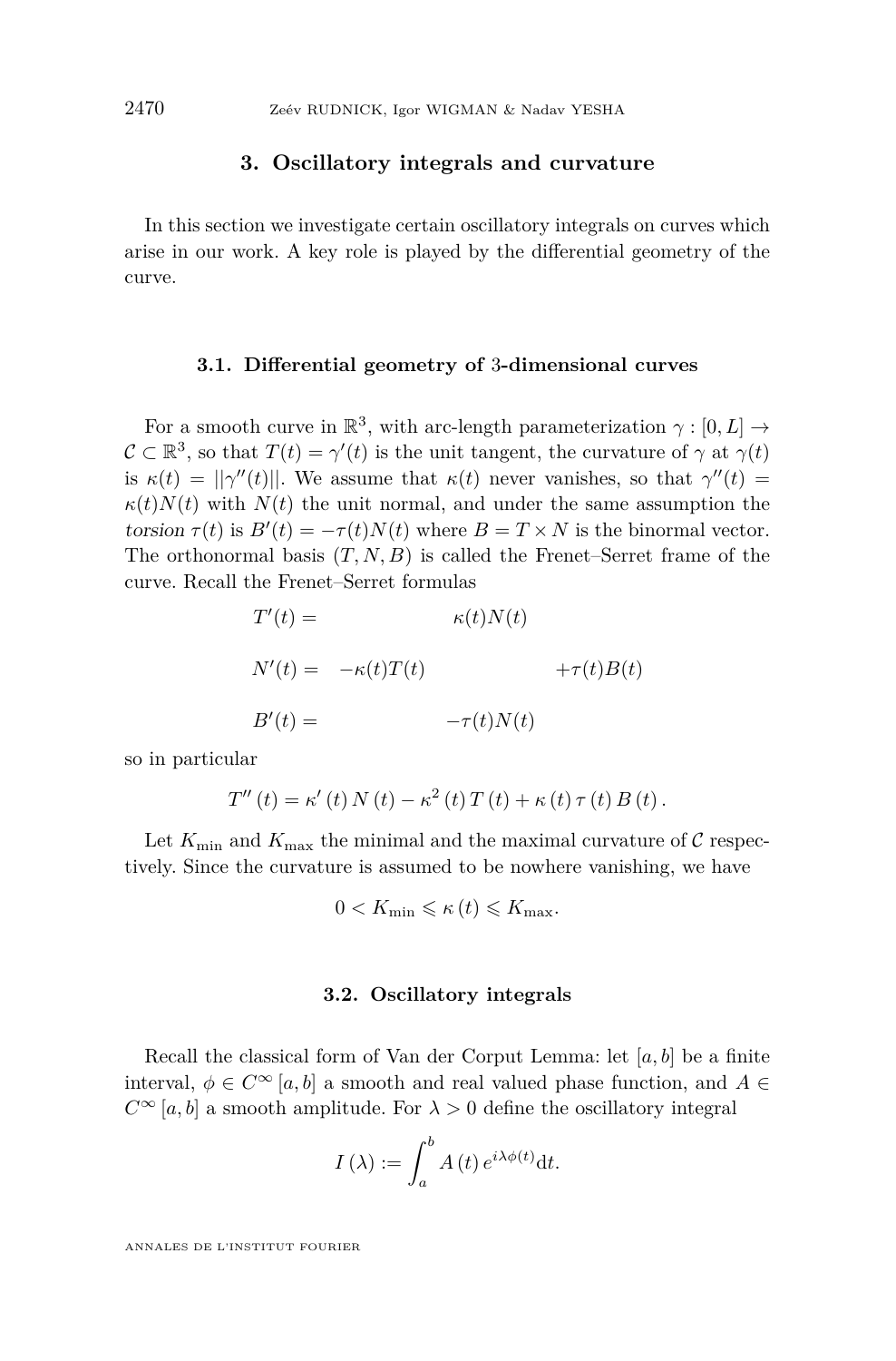## 3. Oscillatory integrals and curvature

In this section we investigate certain oscillatory integrals on curves which arise in our work. A key role is played by the differential geometry of the curve.

### 3.1. Differential geometry of 3-dimensional curves

For a smooth curve in $\mathbb{R}^3$, with arc-length parameterization $\gamma : [0, L] \to \mathcal{C} \subset \mathbb{R}^3$, so that $T(t) = \gamma'(t)$ is the unit tangent, the curvature of $\gamma$ at $\gamma(t)$ is $\kappa(t) = ||\gamma''(t)||$. We assume that $\kappa(t)$ never vanishes, so that $\gamma''(t) = \kappa(t)N(t)$ with $N(t)$ the unit normal, and under the same assumption the *torsion* $\tau(t)$ is $B'(t) = -\tau(t)N(t)$ where $B = T \times N$ is the binormal vector. The orthonormal basis $(T, N, B)$ is called the Frenet–Serret frame of the curve. Recall the Frenet–Serret formulas

$$\begin{aligned}
T'(t) &= && \kappa(t)N(t) && \\
N'(t) &= -\kappa(t)T(t) && && +\tau(t)B(t) \\
B'(t) &= && -\tau(t)N(t) &&
\end{aligned}$$

so in particular

$$T''(t) = \kappa'(t)\,N(t) - \kappa^2(t)\,T(t) + \kappa(t)\,\tau(t)\,B(t)\,.$$

Let $K_{\min}$ and $K_{\max}$ the minimal and the maximal curvature of $\mathcal{C}$ respectively. Since the curvature is assumed to be nowhere vanishing, we have

$$0 < K_{\min} \leqslant \kappa(t) \leqslant K_{\max}.$$

### 3.2. Oscillatory integrals

Recall the classical form of Van der Corput Lemma: let $[a, b]$ be a finite interval, $\phi \in C^\infty[a, b]$ a smooth and real valued phase function, and $A \in C^\infty[a, b]$ a smooth amplitude. For $\lambda > 0$ define the oscillatory integral

$$I(\lambda) := \int_a^b A(t)\, e^{i\lambda\phi(t)} \mathrm{d}t.$$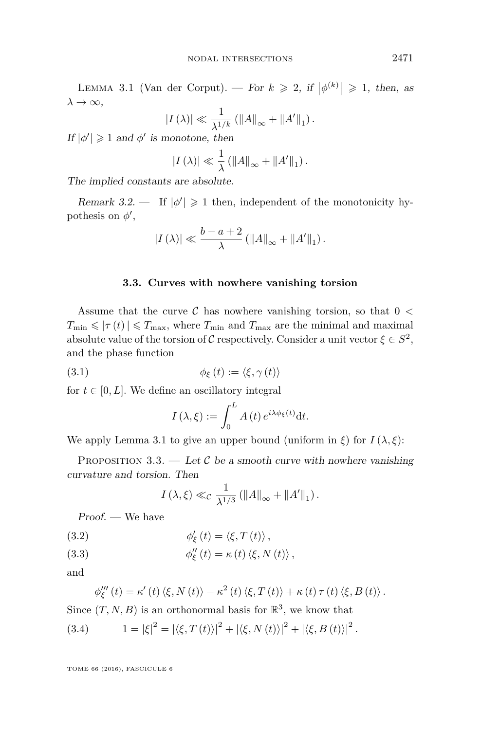Lemma 3.1 (Van der Corput). — *For $k \geqslant 2$, if $\left|\phi^{(k)}\right| \geqslant 1$, then, as $\lambda \to \infty$,*

$$|I(\lambda)| \ll \frac{1}{\lambda^{1/k}} \left(\|A\|_{\infty} + \|A'\|_{1}\right).$$

*If $|\phi'| \geqslant 1$ and $\phi'$ is monotone, then*

$$|I(\lambda)| \ll \frac{1}{\lambda} \left(\|A\|_{\infty} + \|A'\|_{1}\right).$$

*The implied constants are absolute.*

*Remark 3.2.* — If $|\phi'| \geqslant 1$ then, independent of the monotonicity hypothesis on $\phi'$,

$$|I(\lambda)| \ll \frac{b-a+2}{\lambda} \left(\|A\|_{\infty} + \|A'\|_{1}\right).$$

### 3.3. Curves with nowhere vanishing torsion

Assume that the curve $\mathcal{C}$ has nowhere vanishing torsion, so that $0 < T_{\min} \leqslant |\tau(t)| \leqslant T_{\max}$, where $T_{\min}$ and $T_{\max}$ are the minimal and maximal absolute value of the torsion of $\mathcal{C}$ respectively. Consider a unit vector $\xi \in S^2$, and the phase function

$$\phi_{\xi}(t) := \langle \xi, \gamma(t) \rangle \tag{3.1}$$

for $t \in [0, L]$. We define an oscillatory integral

$$I(\lambda, \xi) := \int_0^L A(t)\, e^{i\lambda\phi_{\xi}(t)} \mathrm{d}t.$$

We apply Lemma 3.1 to give an upper bound (uniform in $\xi$) for $I(\lambda, \xi)$:

Proposition 3.3. — *Let $\mathcal{C}$ be a smooth curve with nowhere vanishing curvature and torsion. Then*

$$I(\lambda, \xi) \ll_{\mathcal{C}} \frac{1}{\lambda^{1/3}} \left(\|A\|_{\infty} + \|A'\|_{1}\right).$$

*Proof.* — We have

$$\phi'_{\xi}(t) = \langle \xi, T(t) \rangle, \tag{3.2}$$

$$\phi''_{\xi}(t) = \kappa(t) \langle \xi, N(t) \rangle, \tag{3.3}$$

and

$$\phi'''_{\xi}(t) = \kappa'(t) \langle \xi, N(t) \rangle - \kappa^2(t) \langle \xi, T(t) \rangle + \kappa(t)\tau(t) \langle \xi, B(t) \rangle.$$

Since $(T, N, B)$ is an orthonormal basis for $\mathbb{R}^3$, we know that

$$1 = |\xi|^2 = |\langle \xi, T(t) \rangle|^2 + |\langle \xi, N(t) \rangle|^2 + |\langle \xi, B(t) \rangle|^2. \tag{3.4}$$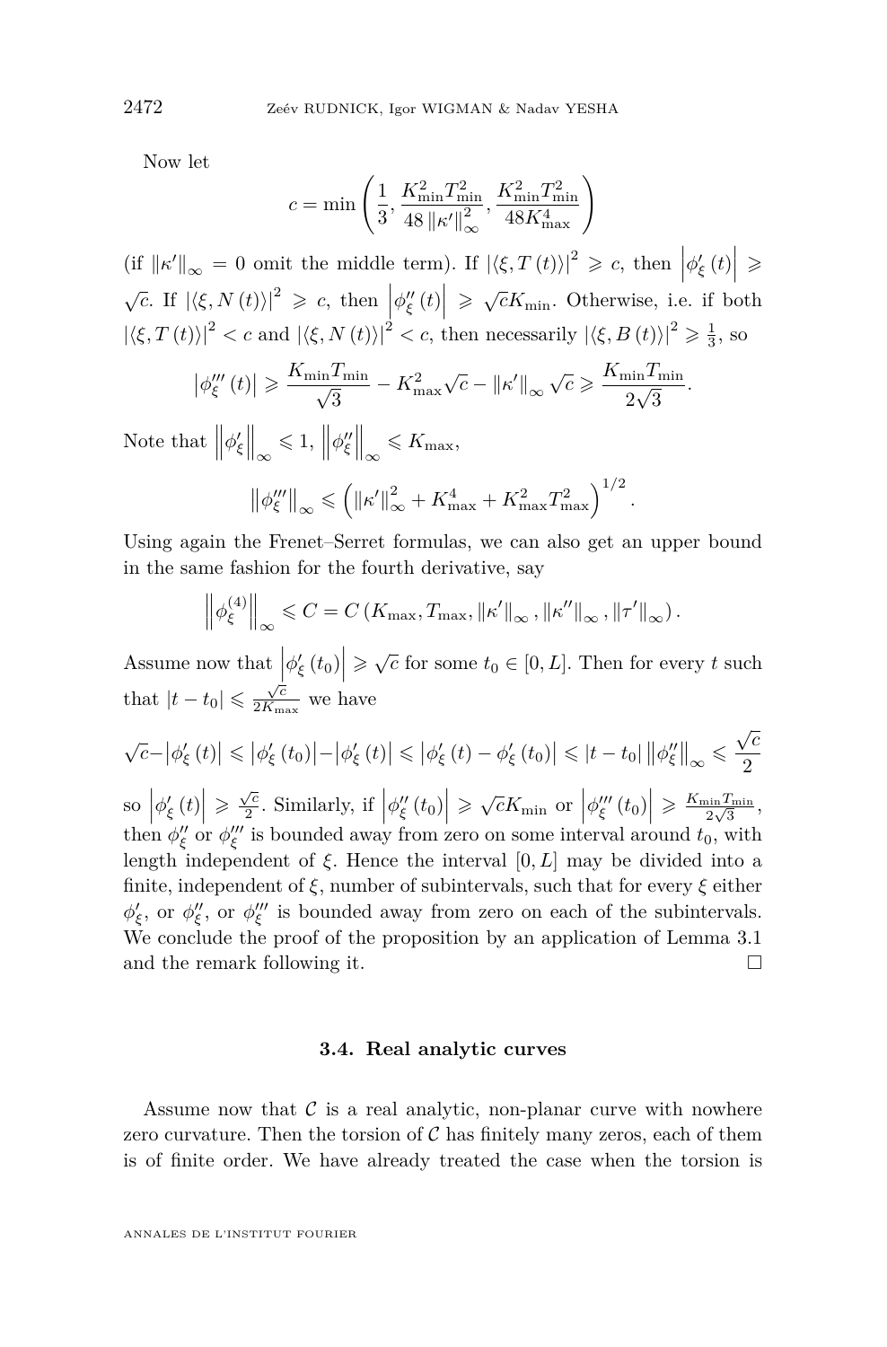Now let

$$c = \min\left(\frac{1}{3}, \frac{K_{\min}^2 T_{\min}^2}{48\left\|\kappa'\right\|_\infty^2}, \frac{K_{\min}^2 T_{\min}^2}{48 K_{\max}^4}\right)$$

(if $\|\kappa'\|_\infty = 0$ omit the middle term). If $\left|\langle \xi, T(t)\rangle\right|^2 \geqslant c$, then $\left|\phi_\xi'(t)\right| \geqslant \sqrt{c}$. If $\left|\langle \xi, N(t)\rangle\right|^2 \geqslant c$, then $\left|\phi_\xi''(t)\right| \geqslant \sqrt{c}K_{\min}$. Otherwise, i.e. if both $\left|\langle \xi, T(t)\rangle\right|^2 < c$ and $\left|\langle \xi, N(t)\rangle\right|^2 < c$, then necessarily $\left|\langle \xi, B(t)\rangle\right|^2 \geqslant \frac{1}{3}$, so

$$\left|\phi_\xi'''(t)\right| \geqslant \frac{K_{\min}T_{\min}}{\sqrt{3}} - K_{\max}^2\sqrt{c} - \left\|\kappa'\right\|_\infty \sqrt{c} \geqslant \frac{K_{\min}T_{\min}}{2\sqrt{3}}.$$

Note that $\left\|\phi_\xi'\right\|_\infty \leqslant 1$, $\left\|\phi_\xi''\right\|_\infty \leqslant K_{\max}$,

$$\left\|\phi_\xi'''\right\|_\infty \leqslant \left(\left\|\kappa'\right\|_\infty^2 + K_{\max}^4 + K_{\max}^2 T_{\max}^2\right)^{1/2}.$$

Using again the Frenet–Serret formulas, we can also get an upper bound in the same fashion for the fourth derivative, say

$$\left\|\phi_\xi^{(4)}\right\|_\infty \leqslant C = C\left(K_{\max}, T_{\max}, \left\|\kappa'\right\|_\infty, \left\|\kappa''\right\|_\infty, \left\|\tau'\right\|_\infty\right).$$

Assume now that $\left|\phi_\xi'(t_0)\right| \geqslant \sqrt{c}$ for some $t_0 \in [0, L]$. Then for every $t$ such that $|t - t_0| \leqslant \frac{\sqrt{c}}{2K_{\max}}$ we have

$$\sqrt{c} - \left|\phi_\xi'(t)\right| \leqslant \left|\phi_\xi'(t_0)\right| - \left|\phi_\xi'(t)\right| \leqslant \left|\phi_\xi'(t) - \phi_\xi'(t_0)\right| \leqslant |t - t_0| \left\|\phi_\xi''\right\|_\infty \leqslant \frac{\sqrt{c}}{2}$$

so $\left|\phi_\xi'(t)\right| \geqslant \frac{\sqrt{c}}{2}$. Similarly, if $\left|\phi_\xi''(t_0)\right| \geqslant \sqrt{c}K_{\min}$ or $\left|\phi_\xi'''(t_0)\right| \geqslant \frac{K_{\min}T_{\min}}{2\sqrt{3}}$, then $\phi_\xi''$ or $\phi_\xi'''$ is bounded away from zero on some interval around $t_0$, with length independent of $\xi$. Hence the interval $[0, L]$ may be divided into a finite, independent of $\xi$, number of subintervals, such that for every $\xi$ either $\phi_\xi'$, or $\phi_\xi''$, or $\phi_\xi'''$ is bounded away from zero on each of the subintervals. We conclude the proof of the proposition by an application of Lemma 3.1 and the remark following it. $\square$

### 3.4. Real analytic curves

Assume now that $\mathcal{C}$ is a real analytic, non-planar curve with nowhere zero curvature. Then the torsion of $\mathcal{C}$ has finitely many zeros, each of them is of finite order. We have already treated the case when the torsion is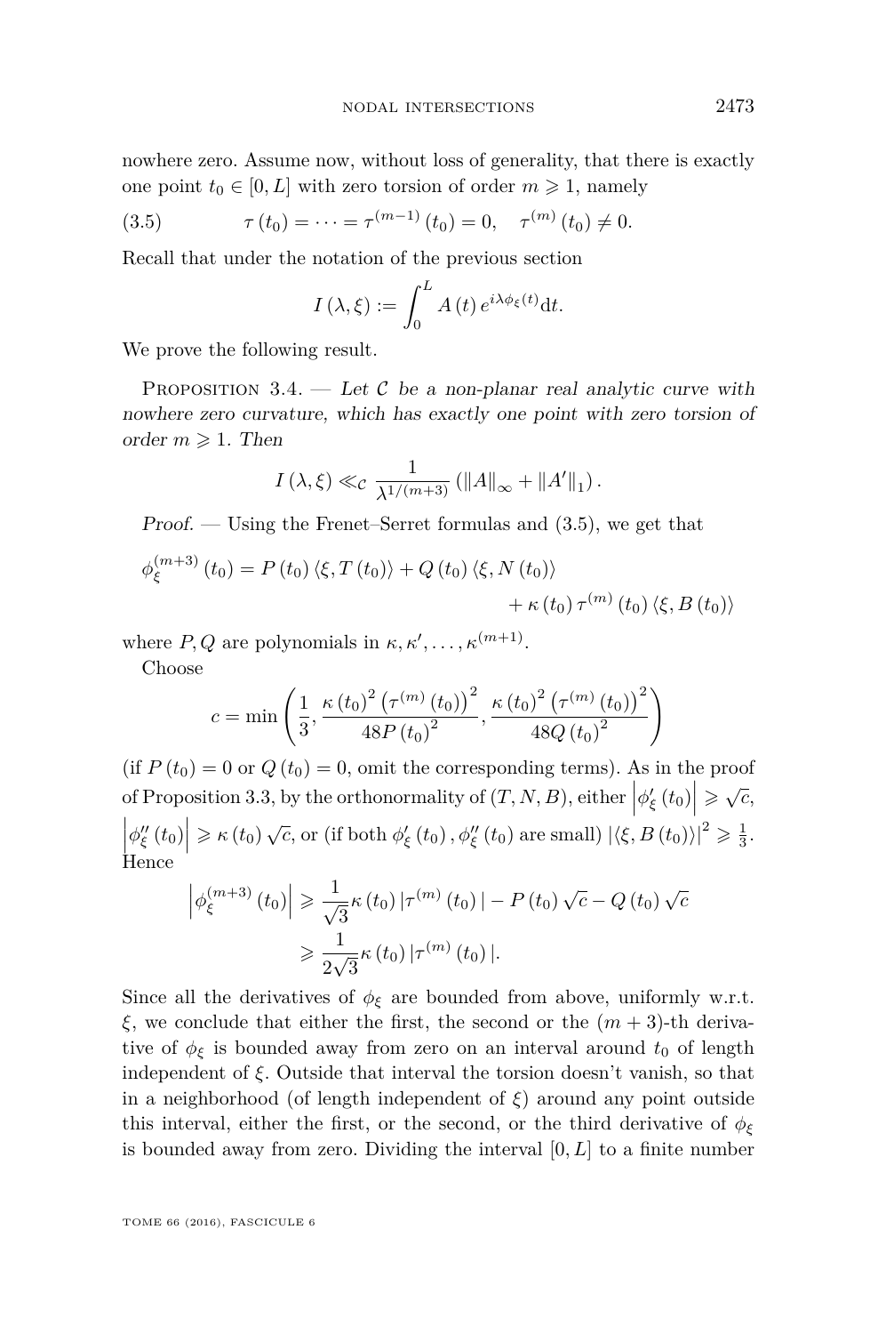nowhere zero. Assume now, without loss of generality, that there is exactly one point $t_0 \in [0, L]$ with zero torsion of order $m \geqslant 1$, namely

$$\tau(t_0) = \cdots = \tau^{(m-1)}(t_0) = 0, \quad \tau^{(m)}(t_0) \neq 0. \tag{3.5}$$

Recall that under the notation of the previous section

$$I(\lambda, \xi) := \int_0^L A(t) e^{i\lambda\phi_\xi(t)} \mathrm{d}t.$$

We prove the following result.

Proposition 3.4. — *Let $\mathcal{C}$ be a non-planar real analytic curve with nowhere zero curvature, which has exactly one point with zero torsion of order $m \geqslant 1$. Then*

$$I(\lambda, \xi) \ll_{\mathcal{C}} \frac{1}{\lambda^{1/(m+3)}} \left(\|A\|_\infty + \|A'\|_1\right).$$

*Proof.* — Using the Frenet–Serret formulas and (3.5), we get that

$$\phi_\xi^{(m+3)}(t_0) = P(t_0) \langle \xi, T(t_0) \rangle + Q(t_0) \langle \xi, N(t_0) \rangle + \kappa(t_0) \tau^{(m)}(t_0) \langle \xi, B(t_0) \rangle$$

where $P, Q$ are polynomials in $\kappa, \kappa', \ldots, \kappa^{(m+1)}$.

Choose

$$c = \min\left(\frac{1}{3}, \frac{\kappa(t_0)^2 \left(\tau^{(m)}(t_0)\right)^2}{48 P(t_0)^2}, \frac{\kappa(t_0)^2 \left(\tau^{(m)}(t_0)\right)^2}{48 Q(t_0)^2}\right)$$

(if $P(t_0) = 0$ or $Q(t_0) = 0$, omit the corresponding terms). As in the proof of Proposition 3.3, by the orthonormality of $(T, N, B)$, either $\left|\phi_\xi'(t_0)\right| \geqslant \sqrt{c}$, $\left|\phi_\xi''(t_0)\right| \geqslant \kappa(t_0)\sqrt{c}$, or (if both $\phi_\xi'(t_0), \phi_\xi''(t_0)$ are small) $|\langle \xi, B(t_0) \rangle|^2 \geqslant \frac{1}{3}$. Hence

$$\begin{aligned} \left|\phi_\xi^{(m+3)}(t_0)\right| &\geqslant \frac{1}{\sqrt{3}} \kappa(t_0) |\tau^{(m)}(t_0)| - P(t_0)\sqrt{c} - Q(t_0)\sqrt{c} \\ &\geqslant \frac{1}{2\sqrt{3}} \kappa(t_0) |\tau^{(m)}(t_0)|. \end{aligned}$$

Since all the derivatives of $\phi_\xi$ are bounded from above, uniformly w.r.t. $\xi$, we conclude that either the first, the second or the $(m+3)$-th derivative of $\phi_\xi$ is bounded away from zero on an interval around $t_0$ of length independent of $\xi$. Outside that interval the torsion doesn't vanish, so that in a neighborhood (of length independent of $\xi$) around any point outside this interval, either the first, or the second, or the third derivative of $\phi_\xi$ is bounded away from zero. Dividing the interval $[0, L]$ to a finite number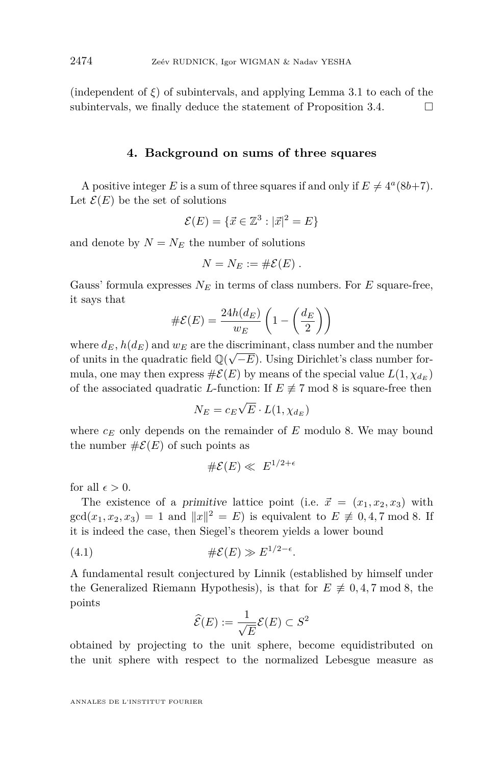(independent of $\xi$) of subintervals, and applying Lemma 3.1 to each of the subintervals, we finally deduce the statement of Proposition 3.4. $\square$

## 4. Background on sums of three squares

A positive integer $E$ is a sum of three squares if and only if $E \neq 4^a(8b+7)$. Let $\mathcal{E}(E)$ be the set of solutions

$$\mathcal{E}(E) = \{\vec{x} \in \mathbb{Z}^3 : |\vec{x}|^2 = E\}$$

and denote by $N = N_E$ the number of solutions

$$N = N_E := \#\mathcal{E}(E) .$$

Gauss' formula expresses $N_E$ in terms of class numbers. For $E$ square-free, it says that

$$\#\mathcal{E}(E) = \frac{24h(d_E)}{w_E}\left(1 - \left(\frac{d_E}{2}\right)\right)$$

where $d_E$, $h(d_E)$ and $w_E$ are the discriminant, class number and the number of units in the quadratic field $\mathbb{Q}(\sqrt{-E})$. Using Dirichlet's class number formula, one may then express $\#\mathcal{E}(E)$ by means of the special value $L(1, \chi_{d_E})$ of the associated quadratic $L$-function: If $E \not\equiv 7 \bmod 8$ is square-free then

$$N_E = c_E\sqrt{E} \cdot L(1, \chi_{d_E})$$

where $c_E$ only depends on the remainder of $E$ modulo 8. We may bound the number $\#\mathcal{E}(E)$ of such points as

$$\#\mathcal{E}(E) \ll \ E^{1/2+\epsilon}$$

for all $\epsilon > 0$.

The existence of a *primitive* lattice point (i.e. $\vec{x} = (x_1, x_2, x_3)$ with $\gcd(x_1, x_2, x_3) = 1$ and $\|x\|^2 = E$) is equivalent to $E \not\equiv 0, 4, 7 \bmod 8$. If it is indeed the case, then Siegel's theorem yields a lower bound

$$\#\mathcal{E}(E) \gg E^{1/2-\epsilon}. \tag{4.1}$$

A fundamental result conjectured by Linnik (established by himself under the Generalized Riemann Hypothesis), is that for $E \not\equiv 0, 4, 7 \bmod 8$, the points

$$\widehat{\mathcal{E}}(E) := \frac{1}{\sqrt{E}}\mathcal{E}(E) \subset S^2$$

obtained by projecting to the unit sphere, become equidistributed on the unit sphere with respect to the normalized Lebesgue measure as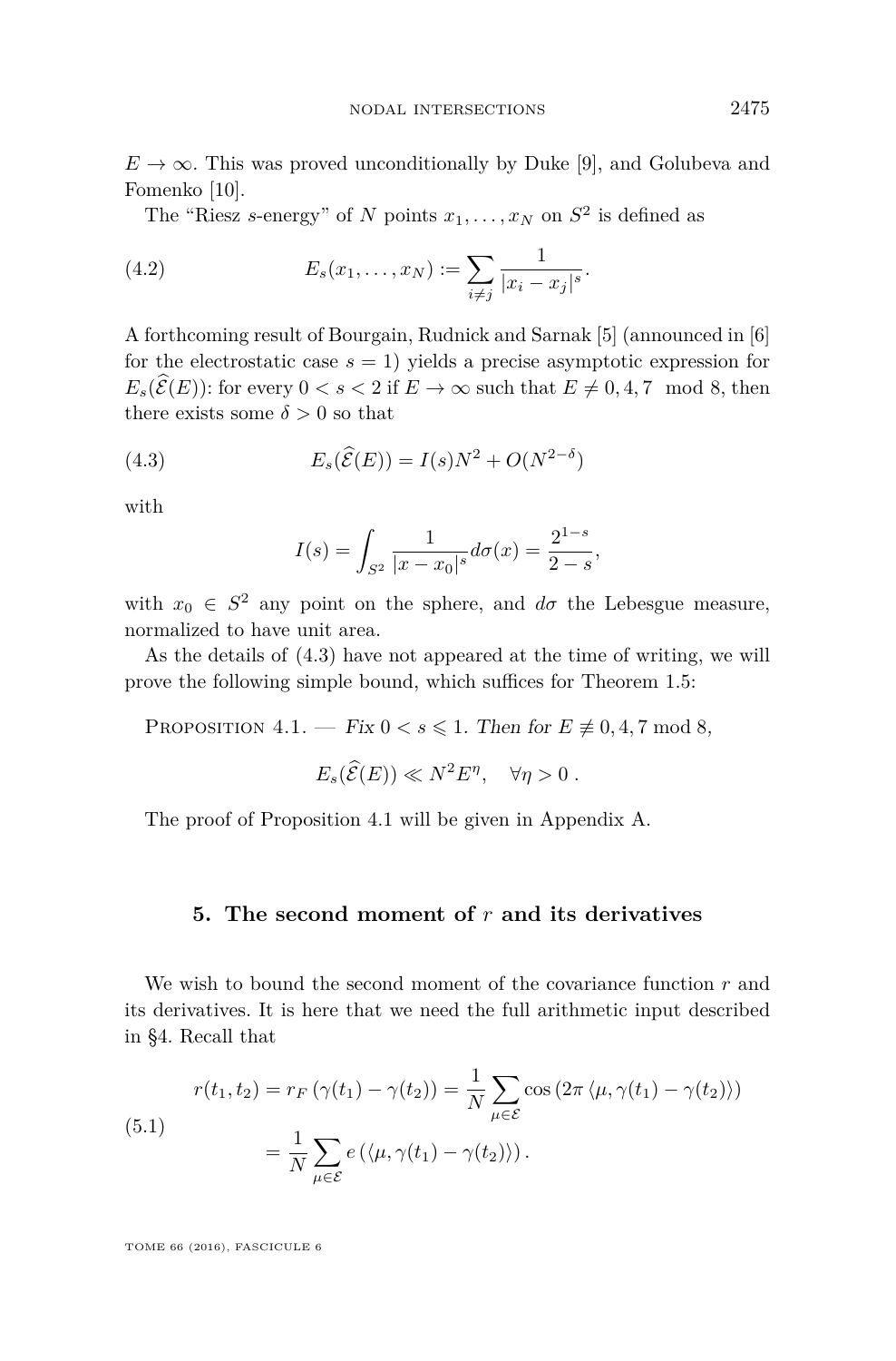$E \to \infty$. This was proved unconditionally by Duke [9], and Golubeva and Fomenko [10].

The "Riesz $s$-energy" of $N$ points $x_1, \dots, x_N$ on $S^2$ is defined as

$$E_s(x_1, \dots, x_N) := \sum_{i \neq j} \frac{1}{|x_i - x_j|^s}. \tag{4.2}$$

A forthcoming result of Bourgain, Rudnick and Sarnak [5] (announced in [6] for the electrostatic case $s = 1$) yields a precise asymptotic expression for $E_s(\widehat{\mathcal{E}}(E))$: for every $0 < s < 2$ if $E \to \infty$ such that $E \neq 0, 4, 7 \mod 8$, then there exists some $\delta > 0$ so that

$$E_s(\widehat{\mathcal{E}}(E)) = I(s)N^2 + O(N^{2-\delta}) \tag{4.3}$$

with

$$I(s) = \int_{S^2} \frac{1}{|x - x_0|^s} d\sigma(x) = \frac{2^{1-s}}{2 - s},$$

with $x_0 \in S^2$ any point on the sphere, and $d\sigma$ the Lebesgue measure, normalized to have unit area.

As the details of (4.3) have not appeared at the time of writing, we will prove the following simple bound, which suffices for Theorem 1.5:

Proposition 4.1. — *Fix $0 < s \leqslant 1$. Then for $E \not\equiv 0, 4, 7 \bmod 8$,*

$$E_s(\widehat{\mathcal{E}}(E)) \ll N^2 E^\eta, \quad \forall \eta > 0 \, .$$

The proof of Proposition 4.1 will be given in Appendix A.

## 5. The second moment of $r$ and its derivatives

We wish to bound the second moment of the covariance function $r$ and its derivatives. It is here that we need the full arithmetic input described in §4. Recall that

$$\begin{aligned} r(t_1, t_2) = r_F\left(\gamma(t_1) - \gamma(t_2)\right) &= \frac{1}{N} \sum_{\mu \in \mathcal{E}} \cos\left(2\pi \left\langle \mu, \gamma(t_1) - \gamma(t_2) \right\rangle\right) \\ &= \frac{1}{N} \sum_{\mu \in \mathcal{E}} e\left(\left\langle \mu, \gamma(t_1) - \gamma(t_2) \right\rangle\right). \end{aligned} \tag{5.1}$$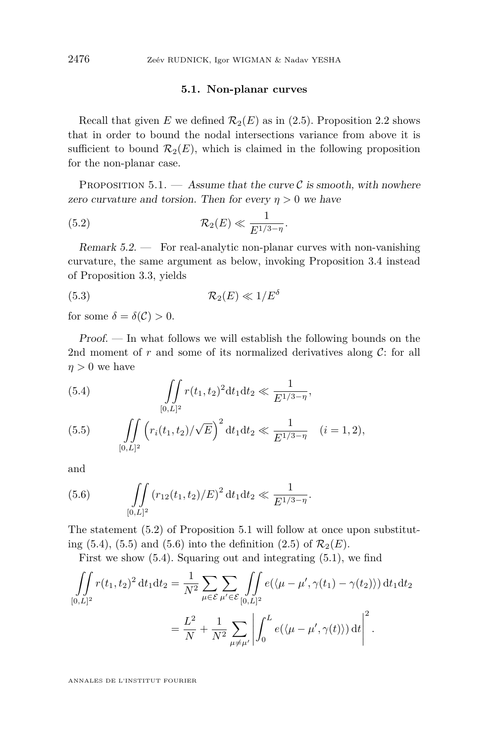### 5.1. Non-planar curves

Recall that given $E$ we defined $\mathcal{R}_2(E)$ as in (2.5). Proposition 2.2 shows that in order to bound the nodal intersections variance from above it is sufficient to bound $\mathcal{R}_2(E)$, which is claimed in the following proposition for the non-planar case.

Proposition 5.1. — *Assume that the curve $\mathcal{C}$ is smooth, with nowhere zero curvature and torsion. Then for every $\eta > 0$ we have*

$$\mathcal{R}_2(E) \ll \frac{1}{E^{1/3-\eta}}. \tag{5.2}$$

*Remark 5.2.* — For real-analytic non-planar curves with non-vanishing curvature, the same argument as below, invoking Proposition 3.4 instead of Proposition 3.3, yields

$$\mathcal{R}_2(E) \ll 1/E^{\delta} \tag{5.3}$$

for some $\delta = \delta(\mathcal{C}) > 0$.

*Proof.* — In what follows we will establish the following bounds on the 2nd moment of $r$ and some of its normalized derivatives along $\mathcal{C}$: for all $\eta > 0$ we have

$$\iint\limits_{[0,L]^2} r(t_1,t_2)^2 \mathrm{d}t_1 \mathrm{d}t_2 \ll \frac{1}{E^{1/3-\eta}}, \tag{5.4}$$

$$\iint\limits_{[0,L]^2} \left( r_i(t_1,t_2)/\sqrt{E} \right)^2 \mathrm{d}t_1 \mathrm{d}t_2 \ll \frac{1}{E^{1/3-\eta}} \quad (i=1,2), \tag{5.5}$$

and

$$\iint\limits_{[0,L]^2} \left( r_{12}(t_1,t_2)/E \right)^2 \mathrm{d}t_1 \mathrm{d}t_2 \ll \frac{1}{E^{1/3-\eta}}. \tag{5.6}$$

The statement (5.2) of Proposition 5.1 will follow at once upon substituting (5.4), (5.5) and (5.6) into the definition (2.5) of $\mathcal{R}_2(E)$.

First we show (5.4). Squaring out and integrating (5.1), we find

$$\begin{aligned}
\iint\limits_{[0,L]^2} r(t_1,t_2)^2 \,\mathrm{d}t_1 \mathrm{d}t_2 &= \frac{1}{N^2} \sum_{\mu \in \mathcal{E}} \sum_{\mu' \in \mathcal{E}} \iint\limits_{[0,L]^2} e(\langle \mu - \mu', \gamma(t_1) - \gamma(t_2) \rangle) \,\mathrm{d}t_1 \mathrm{d}t_2 \\
&= \frac{L^2}{N} + \frac{1}{N^2} \sum_{\mu \neq \mu'} \left| \int_0^L e(\langle \mu - \mu', \gamma(t) \rangle) \,\mathrm{d}t \right|^2.
\end{aligned}$$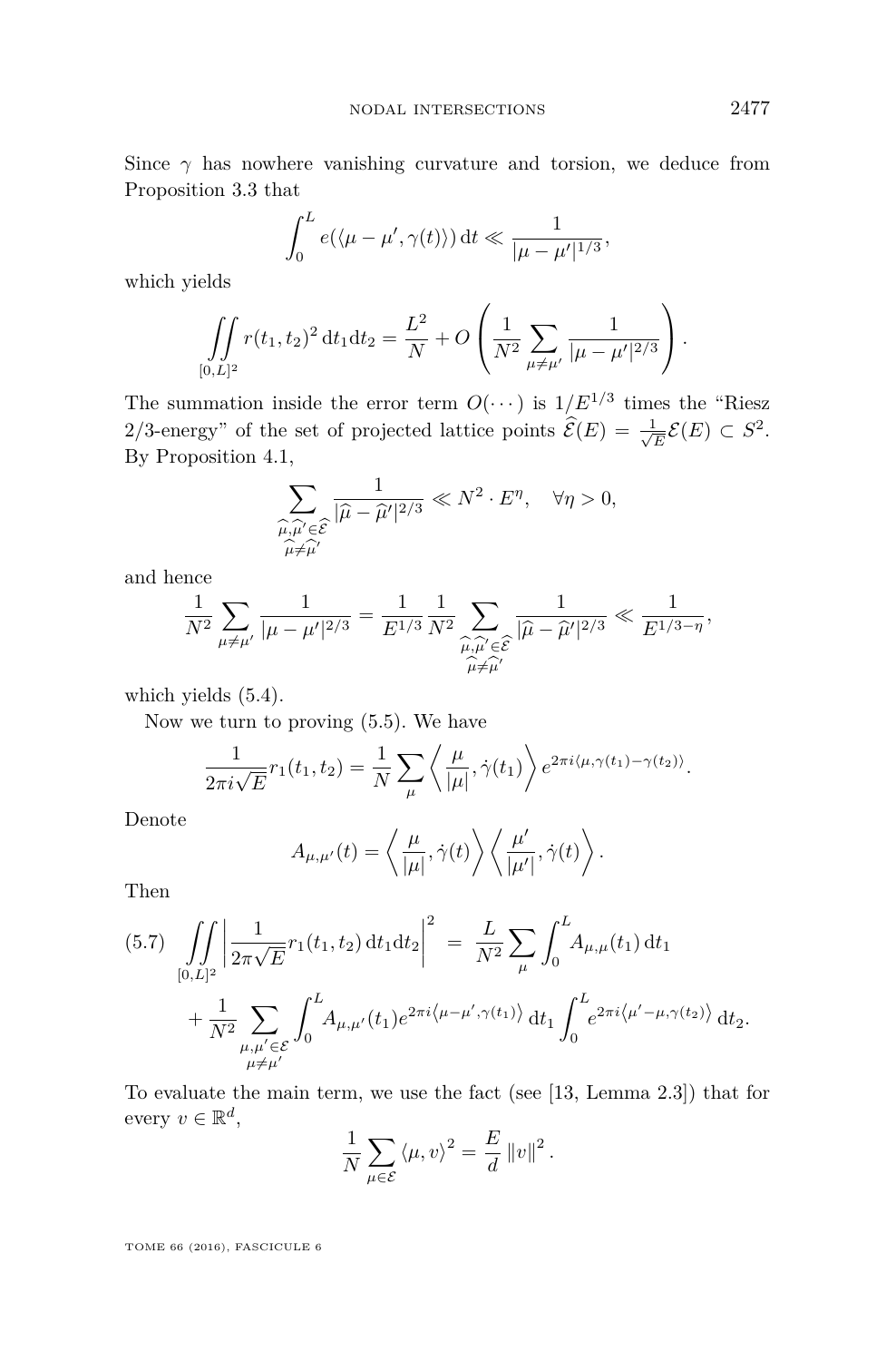Since $\gamma$ has nowhere vanishing curvature and torsion, we deduce from Proposition 3.3 that

$$\int_0^L e(\langle \mu - \mu', \gamma(t)\rangle)\,\mathrm{d}t \ll \frac{1}{|\mu - \mu'|^{1/3}},$$

which yields

$$\iint\limits_{[0,L]^2} r(t_1,t_2)^2\,\mathrm{d}t_1\mathrm{d}t_2 = \frac{L^2}{N} + O\left(\frac{1}{N^2}\sum_{\mu\neq\mu'}\frac{1}{|\mu-\mu'|^{2/3}}\right).$$

The summation inside the error term $O(\cdots)$ is $1/E^{1/3}$ times the "Riesz 2/3-energy" of the set of projected lattice points $\widehat{\mathcal{E}}(E) = \frac{1}{\sqrt{E}}\mathcal{E}(E) \subset S^2$. By Proposition 4.1,

$$\sum_{\substack{\widehat{\mu},\widehat{\mu}'\in\widehat{\mathcal{E}}\\ \widehat{\mu}\neq\widehat{\mu}'}} \frac{1}{|\widehat{\mu}-\widehat{\mu}'|^{2/3}} \ll N^2\cdot E^{\eta}, \quad \forall \eta > 0,$$

and hence

$$\frac{1}{N^2}\sum_{\mu\neq\mu'}\frac{1}{|\mu-\mu'|^{2/3}} = \frac{1}{E^{1/3}}\frac{1}{N^2}\sum_{\substack{\widehat{\mu},\widehat{\mu}'\in\widehat{\mathcal{E}}\\ \widehat{\mu}\neq\widehat{\mu}'}} \frac{1}{|\widehat{\mu}-\widehat{\mu}'|^{2/3}} \ll \frac{1}{E^{1/3-\eta}},$$

which yields (5.4).

Now we turn to proving (5.5). We have

$$\frac{1}{2\pi i\sqrt{E}} r_1(t_1,t_2) = \frac{1}{N}\sum_{\mu}\left\langle \frac{\mu}{|\mu|}, \dot{\gamma}(t_1)\right\rangle e^{2\pi i\langle \mu, \gamma(t_1)-\gamma(t_2)\rangle}.$$

Denote

$$A_{\mu,\mu'}(t) = \left\langle \frac{\mu}{|\mu|}, \dot{\gamma}(t)\right\rangle \left\langle \frac{\mu'}{|\mu'|}, \dot{\gamma}(t)\right\rangle.$$

Then

$$(5.7)\quad \iint\limits_{[0,L]^2}\left|\frac{1}{2\pi\sqrt{E}} r_1(t_1,t_2)\,\mathrm{d}t_1\mathrm{d}t_2\right|^2 = \frac{L}{N^2}\sum_{\mu}\int_0^L A_{\mu,\mu}(t_1)\,\mathrm{d}t_1$$
$$+ \frac{1}{N^2}\sum_{\substack{\mu,\mu'\in\mathcal{E}\\ \mu\neq\mu'}} \int_0^L A_{\mu,\mu'}(t_1) e^{2\pi i\langle \mu-\mu', \gamma(t_1)\rangle}\,\mathrm{d}t_1 \int_0^L e^{2\pi i\langle \mu'-\mu, \gamma(t_2)\rangle}\,\mathrm{d}t_2.$$

To evaluate the main term, we use the fact (see [13, Lemma 2.3]) that for every $v \in \mathbb{R}^d$,

$$\frac{1}{N}\sum_{\mu\in\mathcal{E}}\langle \mu, v\rangle^2 = \frac{E}{d}\|v\|^2.$$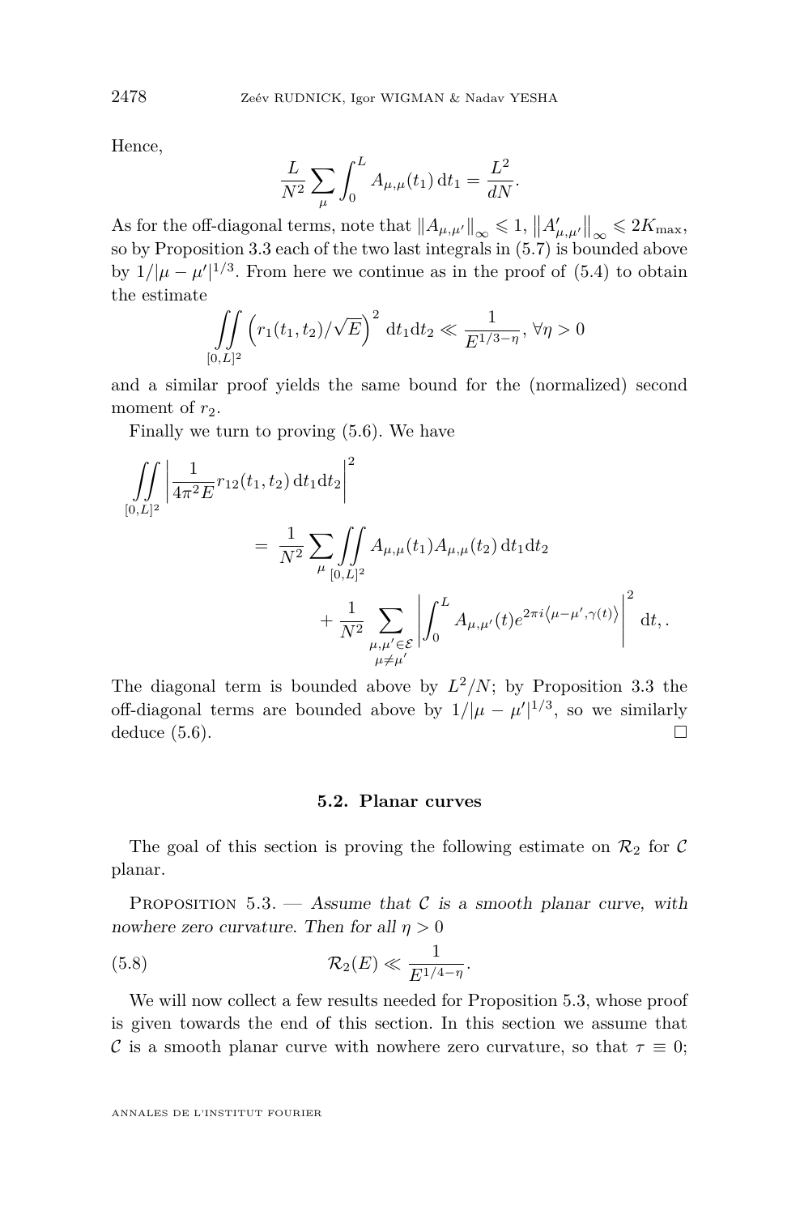Hence,

$$\frac{L}{N^2}\sum_{\mu}\int_0^L A_{\mu,\mu}(t_1)\,\mathrm{d}t_1 = \frac{L^2}{dN}.$$

As for the off-diagonal terms, note that $\|A_{\mu,\mu'}\|_\infty \leqslant 1$, $\left\|A'_{\mu,\mu'}\right\|_\infty \leqslant 2K_{\max}$, so by Proposition 3.3 each of the two last integrals in (5.7) is bounded above by $1/|\mu-\mu'|^{1/3}$. From here we continue as in the proof of (5.4) to obtain the estimate

$$\iint\limits_{[0,L]^2}\left(r_1(t_1,t_2)/\sqrt{E}\right)^2 \mathrm{d}t_1\mathrm{d}t_2 \ll \frac{1}{E^{1/3-\eta}},\ \forall \eta>0$$

and a similar proof yields the same bound for the (normalized) second moment of $r_2$.

Finally we turn to proving (5.6). We have

$$\begin{aligned}\iint\limits_{[0,L]^2}\left|\frac{1}{4\pi^2 E}r_{12}(t_1,t_2)\,\mathrm{d}t_1\mathrm{d}t_2\right|^2 \\ = \frac{1}{N^2}\sum_{\mu}\iint\limits_{[0,L]^2}A_{\mu,\mu}(t_1)A_{\mu,\mu}(t_2)\,\mathrm{d}t_1\mathrm{d}t_2 \\ + \frac{1}{N^2}\sum_{\substack{\mu,\mu'\in\mathcal{E}\\ \mu\neq\mu'}}\left|\int_0^L A_{\mu,\mu'}(t)e^{2\pi i\left\langle \mu-\mu',\gamma(t)\right\rangle}\right|^2\mathrm{d}t,.\end{aligned}$$

The diagonal term is bounded above by $L^2/N$; by Proposition 3.3 the off-diagonal terms are bounded above by $1/|\mu-\mu'|^{1/3}$, so we similarly deduce (5.6). □

## 5.2. Planar curves

The goal of this section is proving the following estimate on $\mathcal{R}_2$ for $\mathcal{C}$ planar.

Proposition 5.3. — *Assume that $\mathcal{C}$ is a smooth planar curve, with nowhere zero curvature. Then for all $\eta>0$*

$$\mathcal{R}_2(E) \ll \frac{1}{E^{1/4-\eta}}. \tag{5.8}$$

We will now collect a few results needed for Proposition 5.3, whose proof is given towards the end of this section. In this section we assume that $\mathcal{C}$ is a smooth planar curve with nowhere zero curvature, so that $\tau\equiv 0$;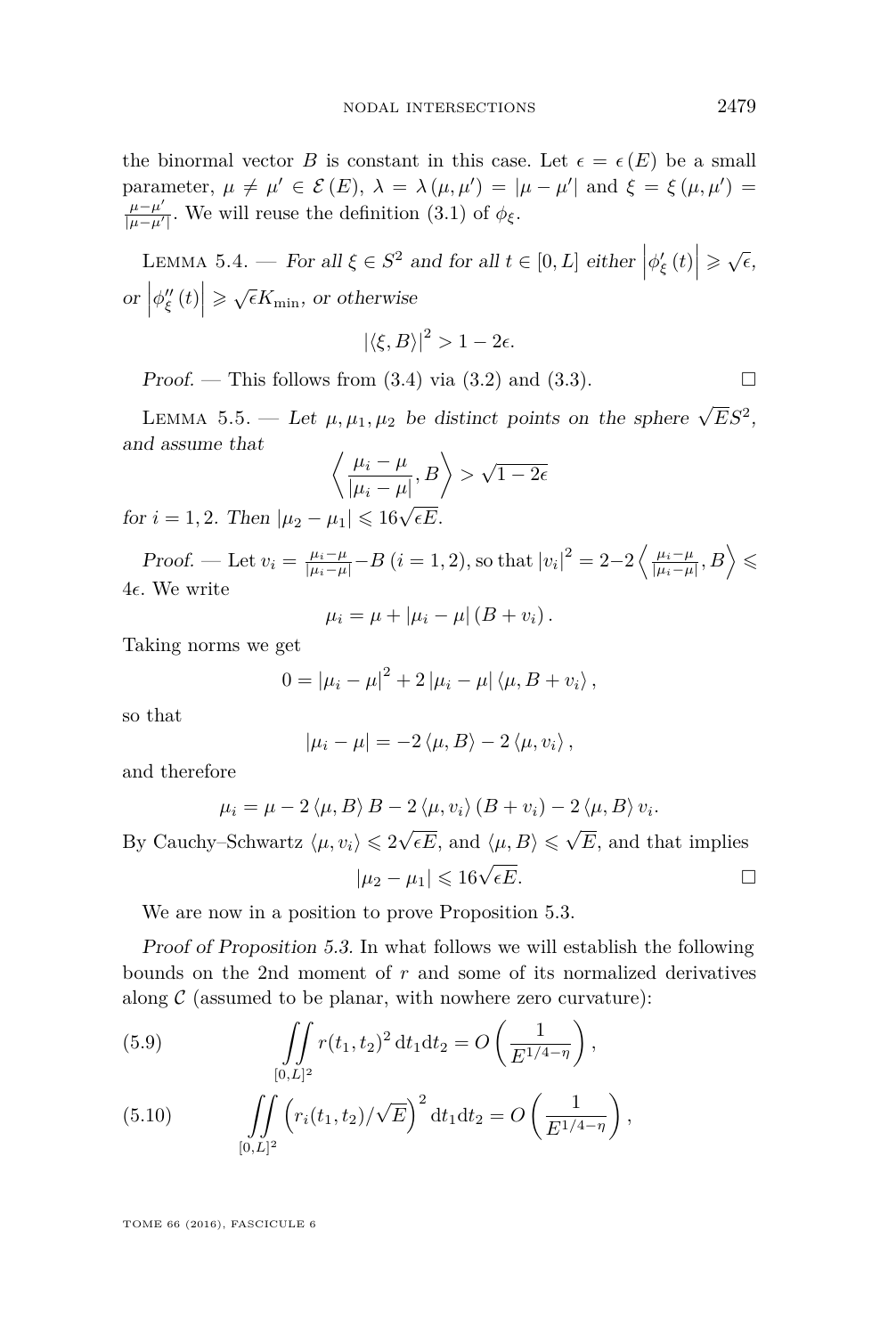the binormal vector $B$ is constant in this case. Let $\epsilon = \epsilon(E)$ be a small parameter, $\mu \neq \mu' \in \mathcal{E}(E)$, $\lambda = \lambda(\mu, \mu') = |\mu - \mu'|$ and $\xi = \xi(\mu, \mu') = \frac{\mu - \mu'}{|\mu - \mu'|}$. We will reuse the definition (3.1) of $\phi_\xi$.

Lemma 5.4. — *For all $\xi \in S^2$ and for all $t \in [0, L]$ either $\left|\phi'_\xi(t)\right| \geqslant \sqrt{\epsilon}$, or $\left|\phi''_\xi(t)\right| \geqslant \sqrt{\epsilon} K_{\min}$, or otherwise*

$$|\langle \xi, B\rangle|^2 > 1 - 2\epsilon.$$

*Proof.* — This follows from (3.4) via (3.2) and (3.3). □

Lemma 5.5. — *Let $\mu, \mu_1, \mu_2$ be distinct points on the sphere $\sqrt{E}S^2$, and assume that*

$$\left\langle \frac{\mu_i - \mu}{|\mu_i - \mu|}, B \right\rangle > \sqrt{1 - 2\epsilon}$$

*for $i = 1, 2$. Then $|\mu_2 - \mu_1| \leqslant 16\sqrt{\epsilon E}$.*

*Proof.* — Let $v_i = \frac{\mu_i - \mu}{|\mu_i - \mu|} - B$ $(i = 1, 2)$, so that $|v_i|^2 = 2 - 2\left\langle \frac{\mu_i - \mu}{|\mu_i - \mu|}, B \right\rangle \leqslant 4\epsilon$. We write

$$\mu_i = \mu + |\mu_i - \mu| (B + v_i).$$

Taking norms we get

$$0 = |\mu_i - \mu|^2 + 2|\mu_i - \mu| \langle \mu, B + v_i \rangle,$$

so that

$$|\mu_i - \mu| = -2\langle \mu, B\rangle - 2\langle \mu, v_i\rangle,$$

and therefore

$$\mu_i = \mu - 2\langle \mu, B\rangle B - 2\langle \mu, v_i\rangle (B + v_i) - 2\langle \mu, B\rangle v_i.$$

By Cauchy–Schwartz $\langle \mu, v_i\rangle \leqslant 2\sqrt{\epsilon E}$, and $\langle \mu, B\rangle \leqslant \sqrt{E}$, and that implies

$$|\mu_2 - \mu_1| \leqslant 16\sqrt{\epsilon E}.$$

□

We are now in a position to prove Proposition 5.3.

*Proof of Proposition 5.3.* In what follows we will establish the following bounds on the 2nd moment of $r$ and some of its normalized derivatives along $\mathcal{C}$ (assumed to be planar, with nowhere zero curvature):

$$\iint_{[0,L]^2} r(t_1, t_2)^2 \, \mathrm{d}t_1 \mathrm{d}t_2 = O\left(\frac{1}{E^{1/4-\eta}}\right), \tag{5.9}$$

$$\iint_{[0,L]^2} \left(r_i(t_1, t_2)/\sqrt{E}\right)^2 \mathrm{d}t_1 \mathrm{d}t_2 = O\left(\frac{1}{E^{1/4-\eta}}\right), \tag{5.10}$$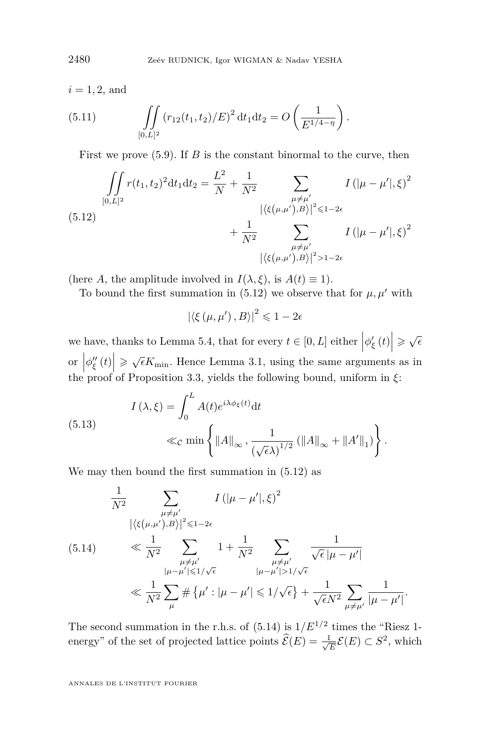$i = 1, 2$, and

$$\iint_{[0,L]^2} \left(r_{12}(t_1,t_2)/E\right)^2 \mathrm{d}t_1 \mathrm{d}t_2 = O\left(\frac{1}{E^{1/4-\eta}}\right). \tag{5.11}$$

First we prove (5.9). If $B$ is the constant binormal to the curve, then

$$\begin{aligned}\iint_{[0,L]^2} r(t_1,t_2)^2 \mathrm{d}t_1 \mathrm{d}t_2 = \frac{L^2}{N} &+ \frac{1}{N^2} \sum_{\substack{\mu\neq\mu' \\ \left|\langle \xi(\mu,\mu'),B\rangle\right|^2 \leqslant 1-2\epsilon}} I\left(|\mu-\mu'|,\xi\right)^2 \\ &+ \frac{1}{N^2} \sum_{\substack{\mu\neq\mu' \\ \left|\langle \xi(\mu,\mu'),B\rangle\right|^2 > 1-2\epsilon}} I\left(|\mu-\mu'|,\xi\right)^2\end{aligned} \tag{5.12}$$

(here $A$, the amplitude involved in $I(\lambda,\xi)$, is $A(t) \equiv 1$).

To bound the first summation in (5.12) we observe that for $\mu, \mu'$ with

$$\left|\langle \xi\left(\mu,\mu'\right), B\rangle\right|^2 \leqslant 1 - 2\epsilon$$

we have, thanks to Lemma 5.4, that for every $t \in [0,L]$ either $\left|\phi'_\xi(t)\right| \geqslant \sqrt{\epsilon}$ or $\left|\phi''_\xi(t)\right| \geqslant \sqrt{\epsilon} K_{\min}$. Hence Lemma 3.1, using the same arguments as in the proof of Proposition 3.3, yields the following bound, uniform in $\xi$:

$$\begin{aligned} I(\lambda,\xi) &= \int_0^L A(t) e^{i\lambda\phi_\xi(t)} \mathrm{d}t \\ &\ll_{\mathcal{C}} \min\left\{ \|A\|_\infty, \frac{1}{\left(\sqrt{\epsilon}\lambda\right)^{1/2}} \left(\|A\|_\infty + \|A'\|_1\right)\right\}. \end{aligned} \tag{5.13}$$

We may then bound the first summation in (5.12) as

$$\begin{aligned} &\frac{1}{N^2} \sum_{\substack{\mu\neq\mu' \\ \left|\langle \xi(\mu,\mu'),B\rangle\right|^2 \leqslant 1-2\epsilon}} I\left(|\mu-\mu'|,\xi\right)^2 \\ &\ll \frac{1}{N^2} \sum_{\substack{\mu\neq\mu' \\ |\mu-\mu'|\leqslant 1/\sqrt{\epsilon}}} 1 + \frac{1}{N^2} \sum_{\substack{\mu\neq\mu' \\ |\mu-\mu'|> 1/\sqrt{\epsilon}}} \frac{1}{\sqrt{\epsilon}\,|\mu-\mu'|} \\ &\ll \frac{1}{N^2} \sum_{\mu} \#\left\{\mu' : |\mu-\mu'| \leqslant 1/\sqrt{\epsilon}\right\} + \frac{1}{\sqrt{\epsilon}N^2} \sum_{\mu\neq\mu'} \frac{1}{|\mu-\mu'|}. \end{aligned} \tag{5.14}$$

The second summation in the r.h.s. of (5.14) is $1/E^{1/2}$ times the "Riesz 1-energy" of the set of projected lattice points $\widehat{\mathcal{E}}(E) = \frac{1}{\sqrt{E}}\mathcal{E}(E) \subset S^2$, which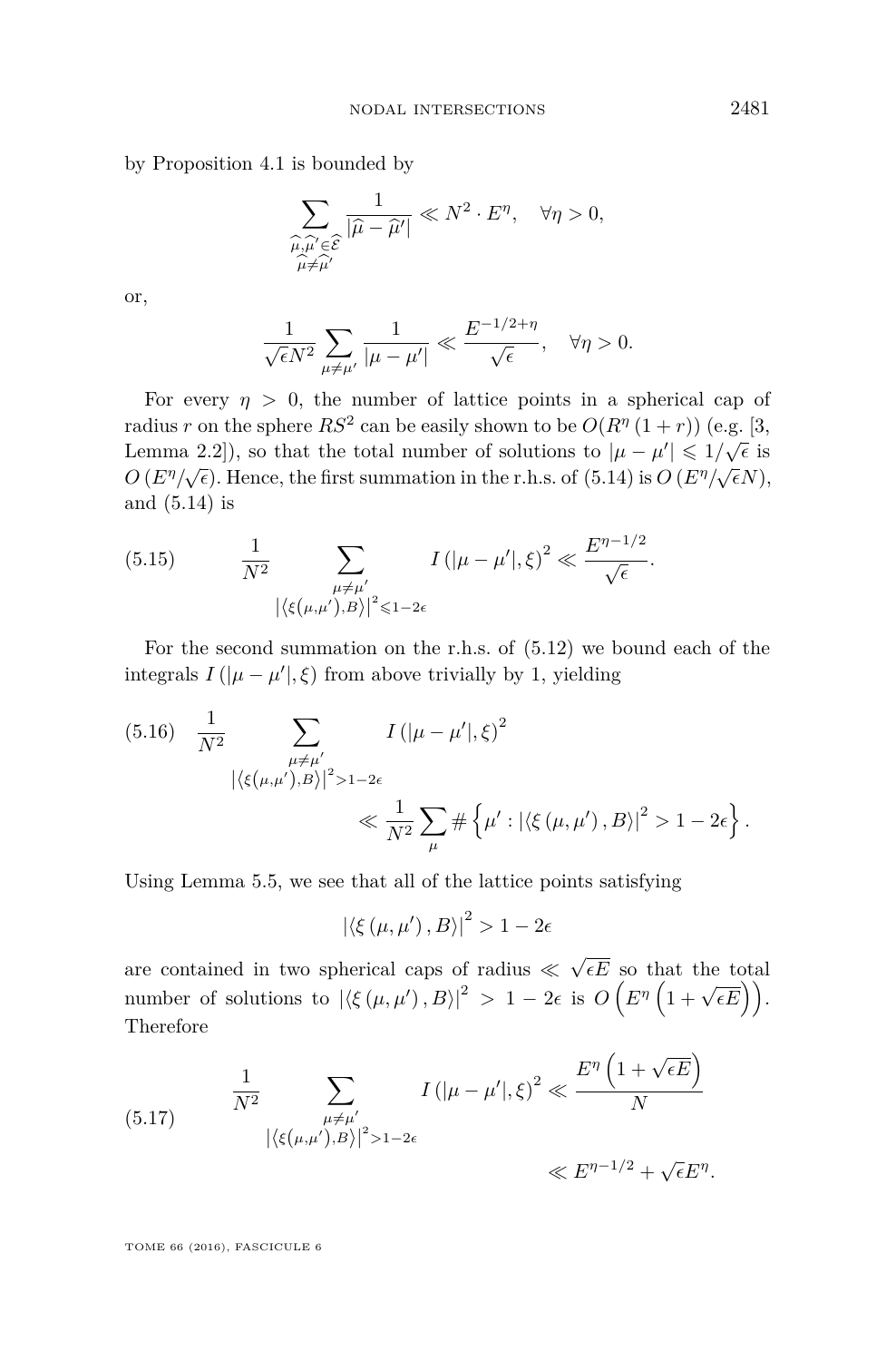by Proposition 4.1 is bounded by

$$\sum_{\substack{\widehat{\mu},\widehat{\mu}'\in\widehat{\mathcal{E}}\\ \widehat{\mu}\neq\widehat{\mu}'}} \frac{1}{|\widehat{\mu}-\widehat{\mu}'|} \ll N^2\cdot E^{\eta}, \quad \forall \eta>0,$$

or,

$$\frac{1}{\sqrt{\epsilon}N^2}\sum_{\mu\neq\mu'}\frac{1}{|\mu-\mu'|} \ll \frac{E^{-1/2+\eta}}{\sqrt{\epsilon}}, \quad \forall \eta>0.$$

For every $\eta>0$, the number of lattice points in a spherical cap of radius $r$ on the sphere $RS^2$ can be easily shown to be $O(R^{\eta}(1+r))$ (e.g. [3, Lemma 2.2]), so that the total number of solutions to $|\mu-\mu'|\leqslant 1/\sqrt{\epsilon}$ is $O(E^{\eta}/\sqrt{\epsilon})$. Hence, the first summation in the r.h.s. of (5.14) is $O(E^{\eta}/\sqrt{\epsilon}N)$, and (5.14) is

$$\frac{1}{N^2}\sum_{\substack{\mu\neq\mu'\\ |\langle\xi(\mu,\mu'),B\rangle|^2\leqslant 1-2\epsilon}} I(|\mu-\mu'|,\xi)^2 \ll \frac{E^{\eta-1/2}}{\sqrt{\epsilon}}. \tag{5.15}$$

For the second summation on the r.h.s. of (5.12) we bound each of the integrals $I(|\mu-\mu'|,\xi)$ from above trivially by 1, yielding

$$\frac{1}{N^2}\sum_{\substack{\mu\neq\mu'\\ |\langle\xi(\mu,\mu'),B\rangle|^2>1-2\epsilon}} I(|\mu-\mu'|,\xi)^2 \ll \frac{1}{N^2}\sum_{\mu}\#\left\{\mu' : |\langle\xi(\mu,\mu'),B\rangle|^2>1-2\epsilon\right\}. \tag{5.16}$$

Using Lemma 5.5, we see that all of the lattice points satisfying

$$|\langle\xi(\mu,\mu'),B\rangle|^2>1-2\epsilon$$

are contained in two spherical caps of radius $\ll\sqrt{\epsilon E}$ so that the total number of solutions to $|\langle\xi(\mu,\mu'),B\rangle|^2>1-2\epsilon$ is $O\left(E^{\eta}\left(1+\sqrt{\epsilon E}\right)\right)$. Therefore

$$\frac{1}{N^2}\sum_{\substack{\mu\neq\mu'\\ |\langle\xi(\mu,\mu'),B\rangle|^2>1-2\epsilon}} I(|\mu-\mu'|,\xi)^2 \ll \frac{E^{\eta}\left(1+\sqrt{\epsilon E}\right)}{N} \ll E^{\eta-1/2}+\sqrt{\epsilon}E^{\eta}. \tag{5.17}$$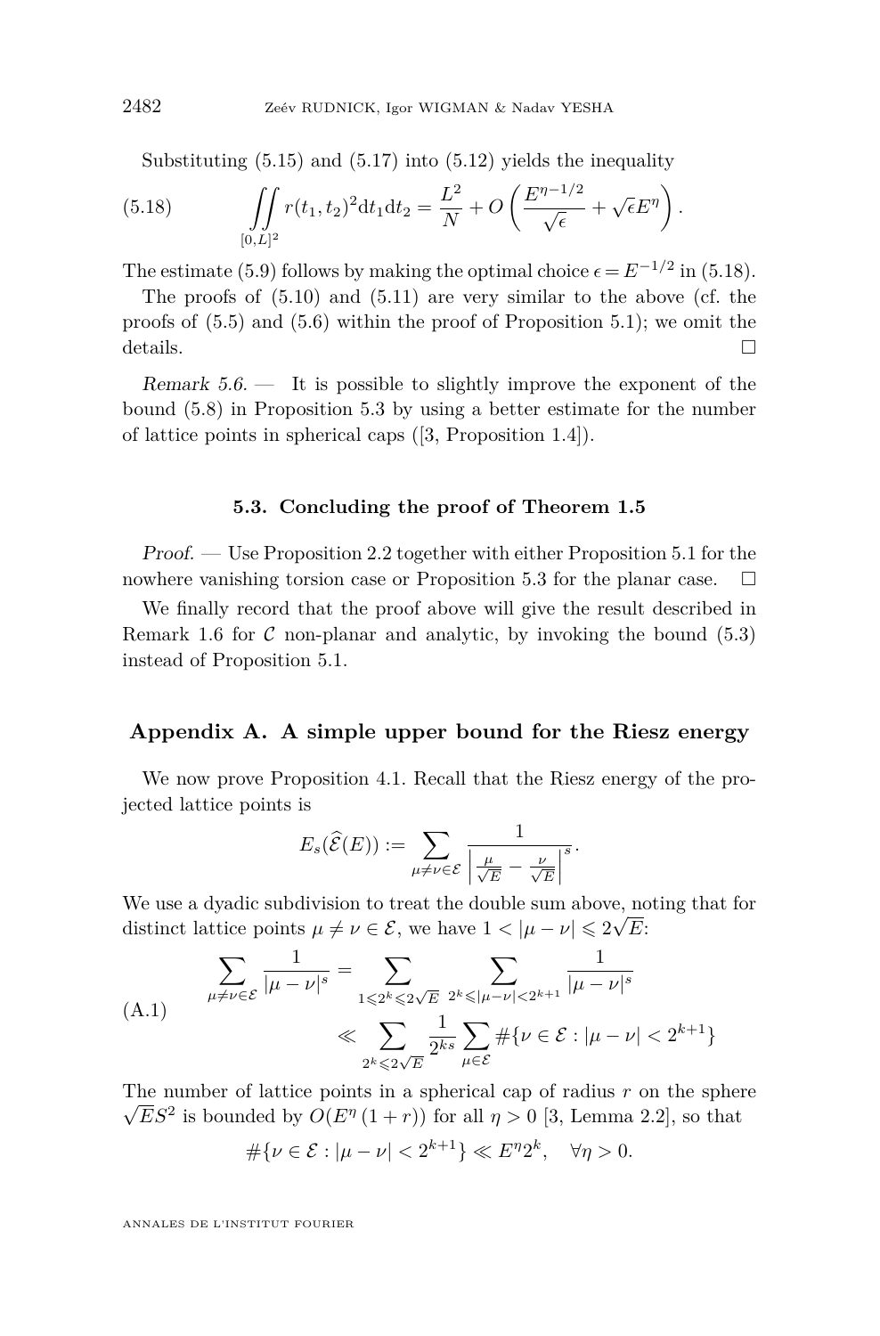Substituting (5.15) and (5.17) into (5.12) yields the inequality

$$\iint_{[0,L]^2} r(t_1,t_2)^2 \mathrm{d}t_1\mathrm{d}t_2 = \frac{L^2}{N} + O\left(\frac{E^{\eta-1/2}}{\sqrt{\epsilon}} + \sqrt{\epsilon}E^{\eta}\right). \tag{5.18}$$

The estimate (5.9) follows by making the optimal choice $\epsilon = E^{-1/2}$ in (5.18).

The proofs of (5.10) and (5.11) are very similar to the above (cf. the proofs of (5.5) and (5.6) within the proof of Proposition 5.1); we omit the details. □

*Remark 5.6.* — It is possible to slightly improve the exponent of the bound (5.8) in Proposition 5.3 by using a better estimate for the number of lattice points in spherical caps ([3, Proposition 1.4]).

### 5.3. Concluding the proof of Theorem 1.5

*Proof.* — Use Proposition 2.2 together with either Proposition 5.1 for the nowhere vanishing torsion case or Proposition 5.3 for the planar case. □

We finally record that the proof above will give the result described in Remark 1.6 for $\mathcal{C}$ non-planar and analytic, by invoking the bound (5.3) instead of Proposition 5.1.

## Appendix A. A simple upper bound for the Riesz energy

We now prove Proposition 4.1. Recall that the Riesz energy of the projected lattice points is

$$E_s(\widehat{\mathcal{E}}(E)) := \sum_{\mu\neq\nu\in\mathcal{E}} \frac{1}{\left|\frac{\mu}{\sqrt{E}} - \frac{\nu}{\sqrt{E}}\right|^s}.$$

We use a dyadic subdivision to treat the double sum above, noting that for distinct lattice points $\mu \neq \nu \in \mathcal{E}$, we have $1 < |\mu-\nu| \leqslant 2\sqrt{E}$:

$$\begin{aligned}\sum_{\mu\neq\nu\in\mathcal{E}} \frac{1}{|\mu-\nu|^s} &= \sum_{1\leqslant 2^k\leqslant 2\sqrt{E}} \; \sum_{2^k\leqslant|\mu-\nu|<2^{k+1}} \frac{1}{|\mu-\nu|^s} \\ &\ll \sum_{2^k\leqslant 2\sqrt{E}} \frac{1}{2^{ks}} \sum_{\mu\in\mathcal{E}} \#\{\nu\in\mathcal{E} : |\mu-\nu| < 2^{k+1}\}\end{aligned} \tag{A.1}$$

The number of lattice points in a spherical cap of radius $r$ on the sphere $\sqrt{E}S^2$ is bounded by $O(E^{\eta}(1+r))$ for all $\eta > 0$ [3, Lemma 2.2], so that

$$\#\{\nu\in\mathcal{E} : |\mu-\nu| < 2^{k+1}\} \ll E^{\eta}2^k, \quad \forall \eta > 0.$$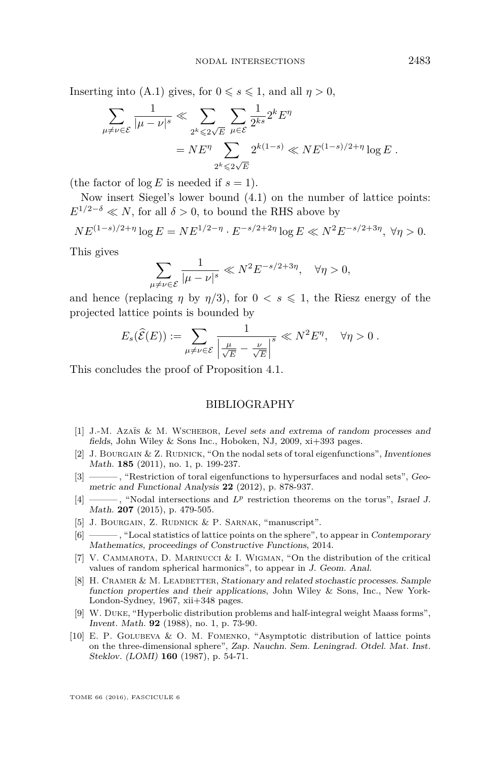Inserting into (A.1) gives, for $0 \leqslant s \leqslant 1$, and all $\eta > 0$,

$$\sum_{\mu \neq \nu \in \mathcal{E}} \frac{1}{|\mu - \nu|^s} \ll \sum_{2^k \leqslant 2\sqrt{E}} \sum_{\mu \in \mathcal{E}} \frac{1}{2^{ks}} 2^k E^\eta$$
$$= N E^\eta \sum_{2^k \leqslant 2\sqrt{E}} 2^{k(1-s)} \ll N E^{(1-s)/2+\eta} \log E \ .$$

(the factor of $\log E$ is needed if $s = 1$).

Now insert Siegel's lower bound (4.1) on the number of lattice points: $E^{1/2-\delta} \ll N$, for all $\delta > 0$, to bound the RHS above by

$$N E^{(1-s)/2+\eta} \log E = N E^{1/2-\eta} \cdot E^{-s/2+2\eta} \log E \ll N^2 E^{-s/2+3\eta}, \ \forall \eta > 0.$$

This gives

$$\sum_{\mu \neq \nu \in \mathcal{E}} \frac{1}{|\mu - \nu|^s} \ll N^2 E^{-s/2+3\eta}, \quad \forall \eta > 0,$$

and hence (replacing $\eta$ by $\eta/3$), for $0 < s \leqslant 1$, the Riesz energy of the projected lattice points is bounded by

$$E_s(\widehat{\mathcal{E}}(E)) := \sum_{\mu \neq \nu \in \mathcal{E}} \frac{1}{\left| \frac{\mu}{\sqrt{E}} - \frac{\nu}{\sqrt{E}} \right|^s} \ll N^2 E^\eta, \quad \forall \eta > 0 \ .$$

This concludes the proof of Proposition 4.1.

## BIBLIOGRAPHY

[1] J.-M. Azaïs & M. Wschebor, *Level sets and extrema of random processes and fields*, John Wiley & Sons Inc., Hoboken, NJ, 2009, xi+393 pages.

[2] J. Bourgain & Z. Rudnick, "On the nodal sets of toral eigenfunctions", *Inventiones Math.* **185** (2011), no. 1, p. 199-237.

[3] ———, "Restriction of toral eigenfunctions to hypersurfaces and nodal sets", *Geometric and Functional Analysis* **22** (2012), p. 878-937.

[4] ———, "Nodal intersections and $L^p$ restriction theorems on the torus", *Israel J. Math.* **207** (2015), p. 479-505.

[5] J. Bourgain, Z. Rudnick & P. Sarnak, "manuscript".

[6] ———, "Local statistics of lattice points on the sphere", to appear in *Contemporary Mathematics, proceedings of Constructive Functions*, 2014.

[7] V. Cammarota, D. Marinucci & I. Wigman, "On the distribution of the critical values of random spherical harmonics", to appear in *J. Geom. Anal.*

[8] H. Cramer & M. Leadbetter, *Stationary and related stochastic processes. Sample function properties and their applications*, John Wiley & Sons, Inc., New York-London-Sydney, 1967, xii+348 pages.

[9] W. Duke, "Hyperbolic distribution problems and half-integral weight Maass forms", *Invent. Math.* **92** (1988), no. 1, p. 73-90.

[10] E. P. Golubeva & O. M. Fomenko, "Asymptotic distribution of lattice points on the three-dimensional sphere", *Zap. Nauchn. Sem. Leningrad. Otdel. Mat. Inst. Steklov. (LOMI)* **160** (1987), p. 54-71.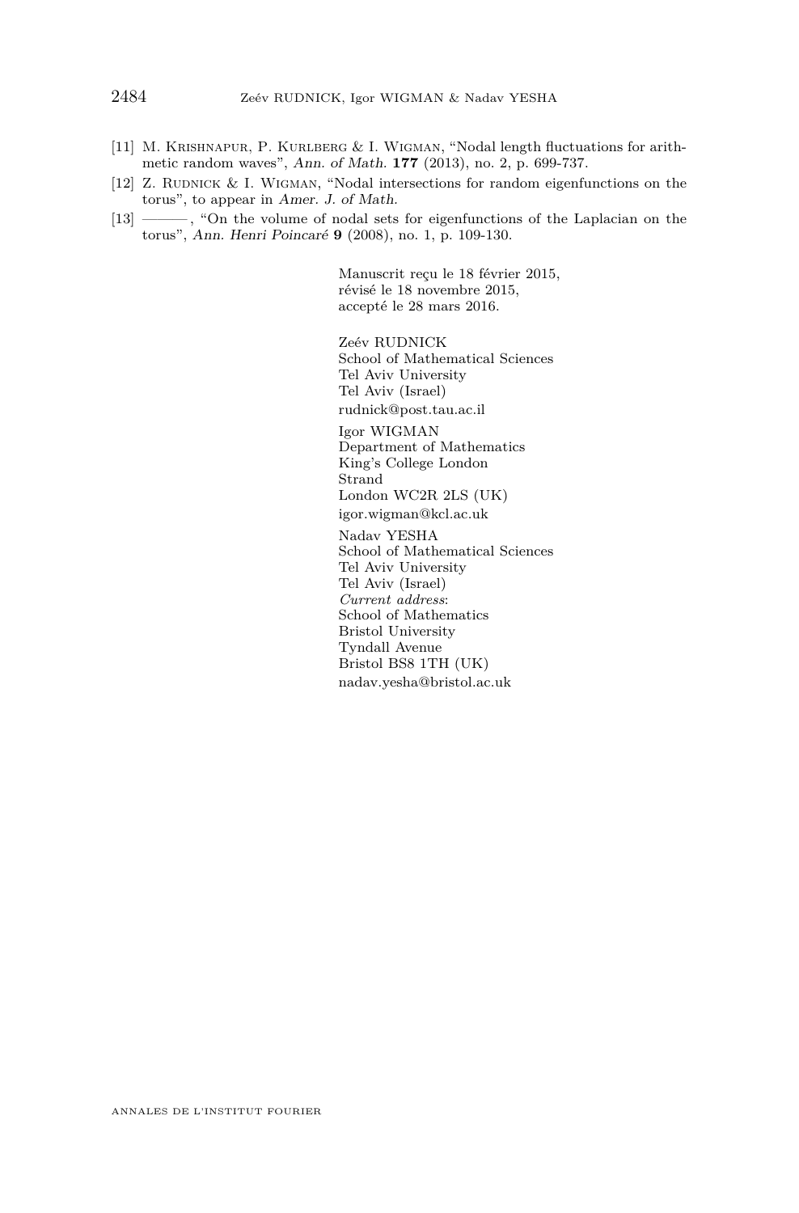[11] M. Krishnapur, P. Kurlberg & I. Wigman, "Nodal length fluctuations for arithmetic random waves", *Ann. of Math.* **177** (2013), no. 2, p. 699-737.

[12] Z. Rudnick & I. Wigman, "Nodal intersections for random eigenfunctions on the torus", to appear in *Amer. J. of Math.*

[13] ———, "On the volume of nodal sets for eigenfunctions of the Laplacian on the torus", *Ann. Henri Poincaré* **9** (2008), no. 1, p. 109-130.

Manuscrit reçu le 18 février 2015,
révisé le 18 novembre 2015,
accepté le 28 mars 2016.

Zeév RUDNICK
School of Mathematical Sciences
Tel Aviv University
Tel Aviv (Israel)
rudnick@post.tau.ac.il

Igor WIGMAN
Department of Mathematics
King's College London
Strand
London WC2R 2LS (UK)
igor.wigman@kcl.ac.uk

Nadav YESHA
School of Mathematical Sciences
Tel Aviv University
Tel Aviv (Israel)
*Current address*:
School of Mathematics
Bristol University
Tyndall Avenue
Bristol BS8 1TH (UK)
nadav.yesha@bristol.ac.uk